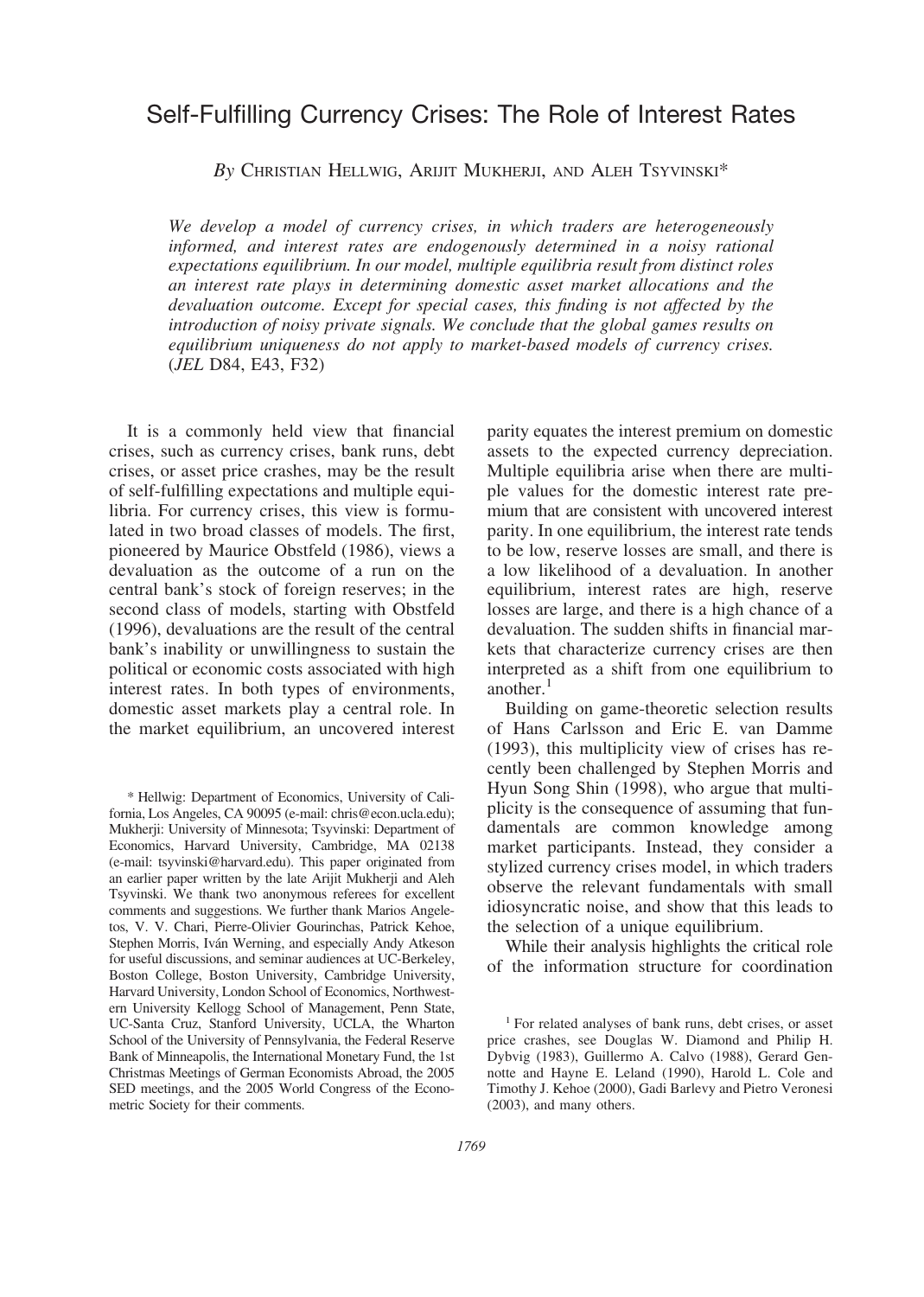# Self-Fulfilling Currency Crises: The Role of Interest Rates

*By* Christian Hellwig, Arijit Mukherji, and Aleh Tsyvinski*

*We develop a model of currency crises, in which traders are heterogeneously informed, and interest rates are endogenously determined in a noisy rational expectations equilibrium. In our model, multiple equilibria result from distinct roles an interest rate plays in determining domestic asset market allocations and the devaluation outcome. Except for special cases, this finding is not affected by the introduction of noisy private signals. We conclude that the global games results on equilibrium uniqueness do not apply to market-based models of currency crises.* (*JEL* D84, E43, F32)

It is a commonly held view that financial crises, such as currency crises, bank runs, debt crises, or asset price crashes, may be the result of self-fulfilling expectations and multiple equilibria. For currency crises, this view is formulated in two broad classes of models. The first, pioneered by Maurice Obstfeld (1986), views a devaluation as the outcome of a run on the central bank's stock of foreign reserves; in the second class of models, starting with Obstfeld (1996), devaluations are the result of the central bank's inability or unwillingness to sustain the political or economic costs associated with high interest rates. In both types of environments, domestic asset markets play a central role. In the market equilibrium, an uncovered interest parity equates the interest premium on domestic assets to the expected currency depreciation. Multiple equilibria arise when there are multiple values for the domestic interest rate premium that are consistent with uncovered interest parity. In one equilibrium, the interest rate tends to be low, reserve losses are small, and there is a low likelihood of a devaluation. In another equilibrium, interest rates are high, reserve losses are large, and there is a high chance of a devaluation. The sudden shifts in financial markets that characterize currency crises are then interpreted as a shift from one equilibrium to another.[1]

Building on game-theoretic selection results of Hans Carlsson and Eric E. van Damme (1993), this multiplicity view of crises has recently been challenged by Stephen Morris and Hyun Song Shin (1998), who argue that multiplicity is the consequence of assuming that fundamentals are common knowledge among market participants. Instead, they consider a stylized currency crises model, in which traders observe the relevant fundamentals with small idiosyncratic noise, and show that this leads to the selection of a unique equilibrium.

While their analysis highlights the critical role of the information structure for coordination

---

* Hellwig: Department of Economics, University of California, Los Angeles, CA 90095 (e-mail: chris@econ.ucla.edu); Mukherji: University of Minnesota; Tsyvinski: Department of Economics, Harvard University, Cambridge, MA 02138 (e-mail: tsyvinski@harvard.edu). This paper originated from an earlier paper written by the late Arijit Mukherji and Aleh Tsyvinski. We thank two anonymous referees for excellent comments and suggestions. We further thank Marios Angeletos, V. V. Chari, Pierre-Olivier Gourinchas, Patrick Kehoe, Stephen Morris, Iván Werning, and especially Andy Atkeson for useful discussions, and seminar audiences at UC-Berkeley, Boston College, Boston University, Cambridge University, Harvard University, London School of Economics, Northwestern University Kellogg School of Management, Penn State, UC-Santa Cruz, Stanford University, UCLA, the Wharton School of the University of Pennsylvania, the Federal Reserve Bank of Minneapolis, the International Monetary Fund, the 1st Christmas Meetings of German Economists Abroad, the 2005 SED meetings, and the 2005 World Congress of the Econometric Society for their comments.

[1] For related analyses of bank runs, debt crises, or asset price crashes, see Douglas W. Diamond and Philip H. Dybvig (1983), Guillermo A. Calvo (1988), Gerard Gennotte and Hayne E. Leland (1990), Harold L. Cole and Timothy J. Kehoe (2000), Gadi Barlevy and Pietro Veronesi (2003), and many others.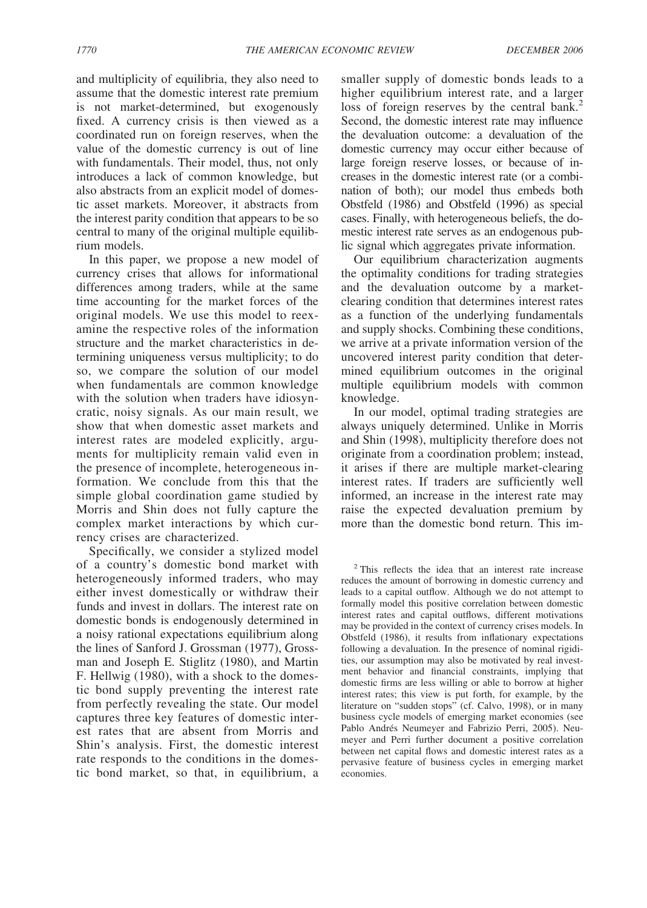and multiplicity of equilibria, they also need to assume that the domestic interest rate premium is not market-determined, but exogenously fixed. A currency crisis is then viewed as a coordinated run on foreign reserves, when the value of the domestic currency is out of line with fundamentals. Their model, thus, not only introduces a lack of common knowledge, but also abstracts from an explicit model of domestic asset markets. Moreover, it abstracts from the interest parity condition that appears to be so central to many of the original multiple equilibrium models.

In this paper, we propose a new model of currency crises that allows for informational differences among traders, while at the same time accounting for the market forces of the original models. We use this model to reexamine the respective roles of the information structure and the market characteristics in determining uniqueness versus multiplicity; to do so, we compare the solution of our model when fundamentals are common knowledge with the solution when traders have idiosyncratic, noisy signals. As our main result, we show that when domestic asset markets and interest rates are modeled explicitly, arguments for multiplicity remain valid even in the presence of incomplete, heterogeneous information. We conclude from this that the simple global coordination game studied by Morris and Shin does not fully capture the complex market interactions by which currency crises are characterized.

Specifically, we consider a stylized model of a country's domestic bond market with heterogeneously informed traders, who may either invest domestically or withdraw their funds and invest in dollars. The interest rate on domestic bonds is endogenously determined in a noisy rational expectations equilibrium along the lines of Sanford J. Grossman (1977), Grossman and Joseph E. Stiglitz (1980), and Martin F. Hellwig (1980), with a shock to the domestic bond supply preventing the interest rate from perfectly revealing the state. Our model captures three key features of domestic interest rates that are absent from Morris and Shin's analysis. First, the domestic interest rate responds to the conditions in the domestic bond market, so that, in equilibrium, a smaller supply of domestic bonds leads to a higher equilibrium interest rate, and a larger loss of foreign reserves by the central bank.[2] Second, the domestic interest rate may influence the devaluation outcome: a devaluation of the domestic currency may occur either because of large foreign reserve losses, or because of increases in the domestic interest rate (or a combination of both); our model thus embeds both Obstfeld (1986) and Obstfeld (1996) as special cases. Finally, with heterogeneous beliefs, the domestic interest rate serves as an endogenous public signal which aggregates private information.

Our equilibrium characterization augments the optimality conditions for trading strategies and the devaluation outcome by a market-clearing condition that determines interest rates as a function of the underlying fundamentals and supply shocks. Combining these conditions, we arrive at a private information version of the uncovered interest parity condition that determined equilibrium outcomes in the original multiple equilibrium models with common knowledge.

In our model, optimal trading strategies are always uniquely determined. Unlike in Morris and Shin (1998), multiplicity therefore does not originate from a coordination problem; instead, it arises if there are multiple market-clearing interest rates. If traders are sufficiently well informed, an increase in the interest rate may raise the expected devaluation premium by more than the domestic bond return. This im-

[2] This reflects the idea that an interest rate increase reduces the amount of borrowing in domestic currency and leads to a capital outflow. Although we do not attempt to formally model this positive correlation between domestic interest rates and capital outflows, different motivations may be provided in the context of currency crises models. In Obstfeld (1986), it results from inflationary expectations following a devaluation. In the presence of nominal rigidities, our assumption may also be motivated by real investment behavior and financial constraints, implying that domestic firms are less willing or able to borrow at higher interest rates; this view is put forth, for example, by the literature on "sudden stops" (cf. Calvo, 1998), or in many business cycle models of emerging market economies (see Pablo Andrés Neumeyer and Fabrizio Perri, 2005). Neumeyer and Perri further document a positive correlation between net capital flows and domestic interest rates as a pervasive feature of business cycles in emerging market economies.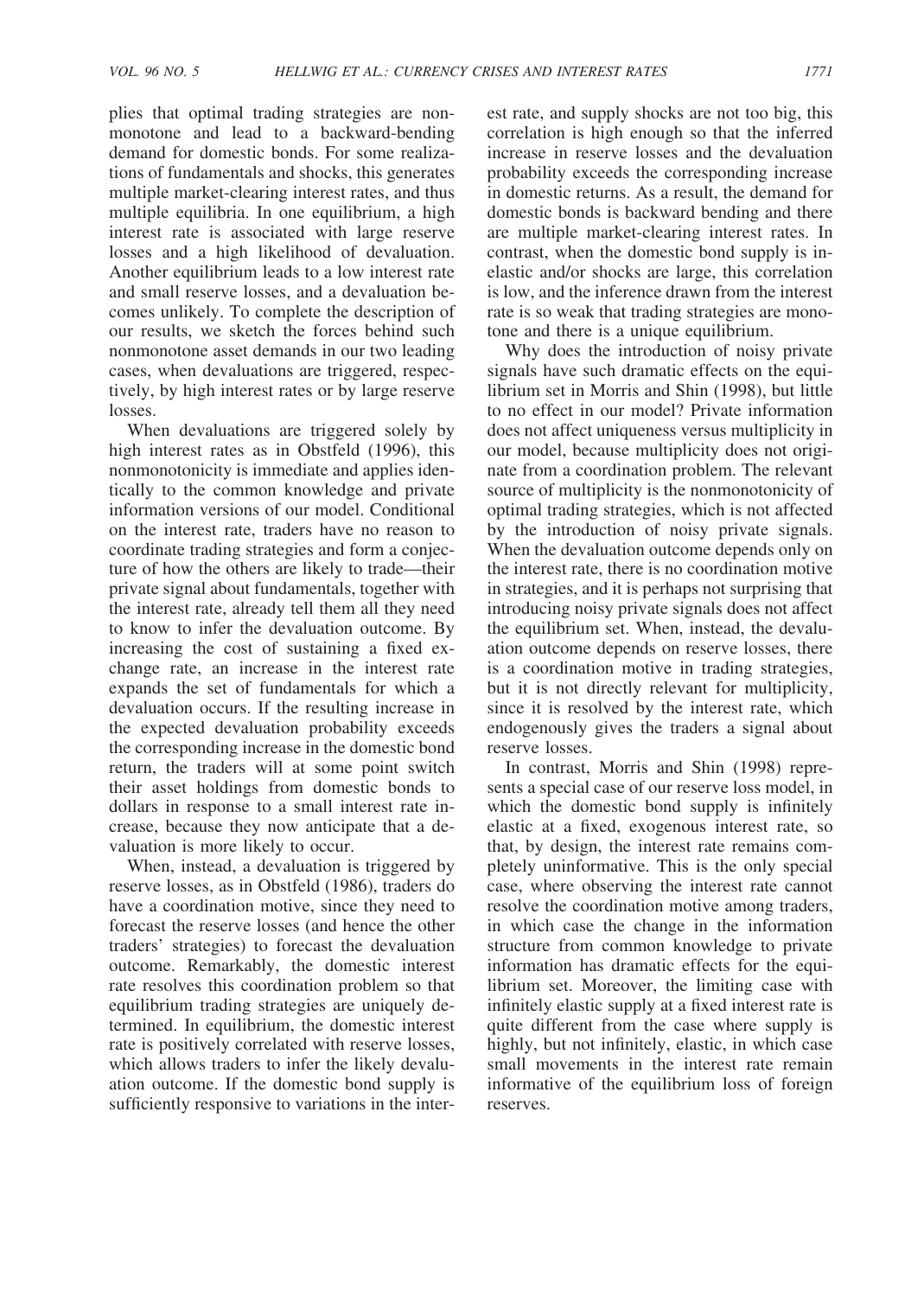plies that optimal trading strategies are nonmonotone and lead to a backward-bending demand for domestic bonds. For some realizations of fundamentals and shocks, this generates multiple market-clearing interest rates, and thus multiple equilibria. In one equilibrium, a high interest rate is associated with large reserve losses and a high likelihood of devaluation. Another equilibrium leads to a low interest rate and small reserve losses, and a devaluation becomes unlikely. To complete the description of our results, we sketch the forces behind such nonmonotone asset demands in our two leading cases, when devaluations are triggered, respectively, by high interest rates or by large reserve losses.

When devaluations are triggered solely by high interest rates as in Obstfeld (1996), this nonmonotonicity is immediate and applies identically to the common knowledge and private information versions of our model. Conditional on the interest rate, traders have no reason to coordinate trading strategies and form a conjecture of how the others are likely to trade—their private signal about fundamentals, together with the interest rate, already tell them all they need to know to infer the devaluation outcome. By increasing the cost of sustaining a fixed exchange rate, an increase in the interest rate expands the set of fundamentals for which a devaluation occurs. If the resulting increase in the expected devaluation probability exceeds the corresponding increase in the domestic bond return, the traders will at some point switch their asset holdings from domestic bonds to dollars in response to a small interest rate increase, because they now anticipate that a devaluation is more likely to occur.

When, instead, a devaluation is triggered by reserve losses, as in Obstfeld (1986), traders do have a coordination motive, since they need to forecast the reserve losses (and hence the other traders' strategies) to forecast the devaluation outcome. Remarkably, the domestic interest rate resolves this coordination problem so that equilibrium trading strategies are uniquely determined. In equilibrium, the domestic interest rate is positively correlated with reserve losses, which allows traders to infer the likely devaluation outcome. If the domestic bond supply is sufficiently responsive to variations in the interest rate, and supply shocks are not too big, this correlation is high enough so that the inferred increase in reserve losses and the devaluation probability exceeds the corresponding increase in domestic returns. As a result, the demand for domestic bonds is backward bending and there are multiple market-clearing interest rates. In contrast, when the domestic bond supply is inelastic and/or shocks are large, this correlation is low, and the inference drawn from the interest rate is so weak that trading strategies are monotone and there is a unique equilibrium.

Why does the introduction of noisy private signals have such dramatic effects on the equilibrium set in Morris and Shin (1998), but little to no effect in our model? Private information does not affect uniqueness versus multiplicity in our model, because multiplicity does not originate from a coordination problem. The relevant source of multiplicity is the nonmonotonicity of optimal trading strategies, which is not affected by the introduction of noisy private signals. When the devaluation outcome depends only on the interest rate, there is no coordination motive in strategies, and it is perhaps not surprising that introducing noisy private signals does not affect the equilibrium set. When, instead, the devaluation outcome depends on reserve losses, there is a coordination motive in trading strategies, but it is not directly relevant for multiplicity, since it is resolved by the interest rate, which endogenously gives the traders a signal about reserve losses.

In contrast, Morris and Shin (1998) represents a special case of our reserve loss model, in which the domestic bond supply is infinitely elastic at a fixed, exogenous interest rate, so that, by design, the interest rate remains completely uninformative. This is the only special case, where observing the interest rate cannot resolve the coordination motive among traders, in which case the change in the information structure from common knowledge to private information has dramatic effects for the equilibrium set. Moreover, the limiting case with infinitely elastic supply at a fixed interest rate is quite different from the case where supply is highly, but not infinitely, elastic, in which case small movements in the interest rate remain informative of the equilibrium loss of foreign reserves.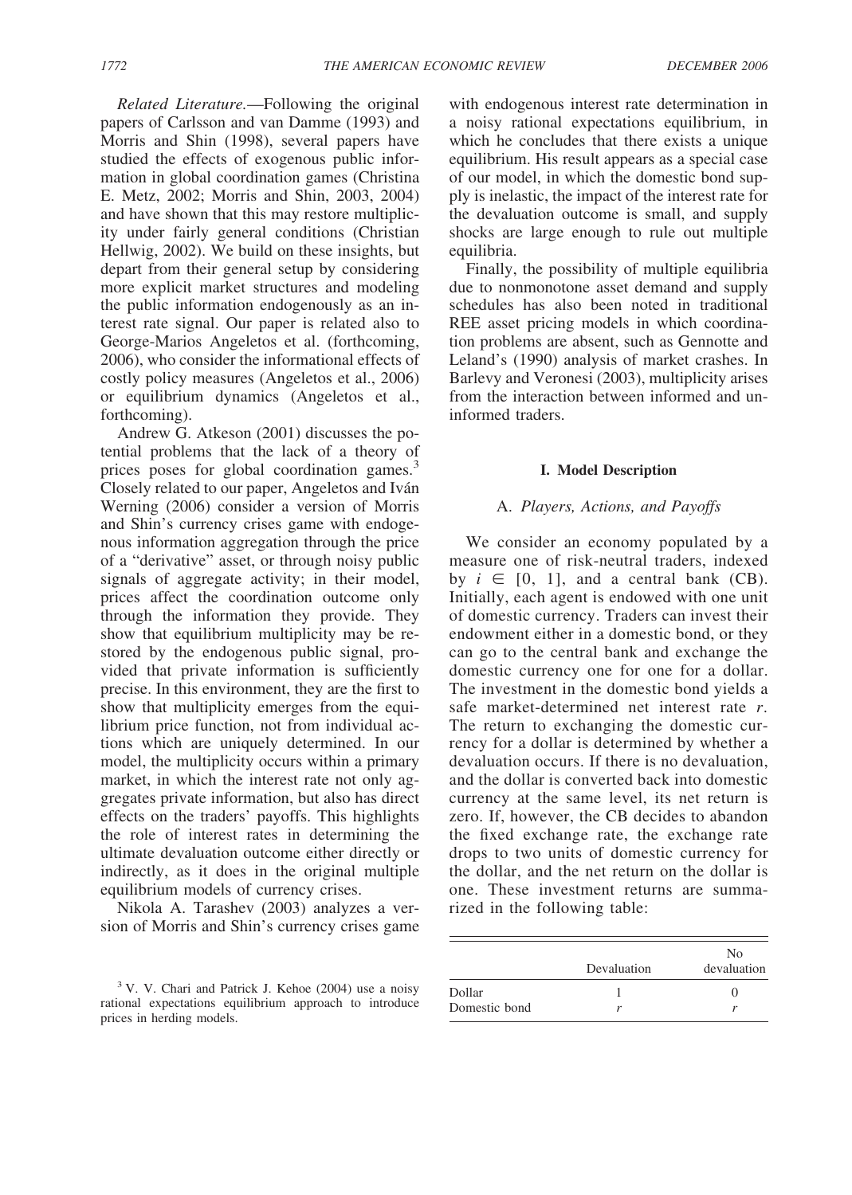*Related Literature.*—Following the original papers of Carlsson and van Damme (1993) and Morris and Shin (1998), several papers have studied the effects of exogenous public information in global coordination games (Christina E. Metz, 2002; Morris and Shin, 2003, 2004) and have shown that this may restore multiplicity under fairly general conditions (Christian Hellwig, 2002). We build on these insights, but depart from their general setup by considering more explicit market structures and modeling the public information endogenously as an interest rate signal. Our paper is related also to George-Marios Angeletos et al. (forthcoming, 2006), who consider the informational effects of costly policy measures (Angeletos et al., 2006) or equilibrium dynamics (Angeletos et al., forthcoming).

Andrew G. Atkeson (2001) discusses the potential problems that the lack of a theory of prices poses for global coordination games.[3] Closely related to our paper, Angeletos and Iván Werning (2006) consider a version of Morris and Shin's currency crises game with endogenous information aggregation through the price of a "derivative" asset, or through noisy public signals of aggregate activity; in their model, prices affect the coordination outcome only through the information they provide. They show that equilibrium multiplicity may be restored by the endogenous public signal, provided that private information is sufficiently precise. In this environment, they are the first to show that multiplicity emerges from the equilibrium price function, not from individual actions which are uniquely determined. In our model, the multiplicity occurs within a primary market, in which the interest rate not only aggregates private information, but also has direct effects on the traders' payoffs. This highlights the role of interest rates in determining the ultimate devaluation outcome either directly or indirectly, as it does in the original multiple equilibrium models of currency crises.

Nikola A. Tarashev (2003) analyzes a version of Morris and Shin's currency crises game with endogenous interest rate determination in a noisy rational expectations equilibrium, in which he concludes that there exists a unique equilibrium. His result appears as a special case of our model, in which the domestic bond supply is inelastic, the impact of the interest rate for the devaluation outcome is small, and supply shocks are large enough to rule out multiple equilibria.

Finally, the possibility of multiple equilibria due to nonmonotone asset demand and supply schedules has also been noted in traditional REE asset pricing models in which coordination problems are absent, such as Gennotte and Leland's (1990) analysis of market crashes. In Barlevy and Veronesi (2003), multiplicity arises from the interaction between informed and uninformed traders.

## I. Model Description

### A. *Players, Actions, and Payoffs*

We consider an economy populated by a measure one of risk-neutral traders, indexed by $i \in [0, 1]$, and a central bank (CB). Initially, each agent is endowed with one unit of domestic currency. Traders can invest their endowment either in a domestic bond, or they can go to the central bank and exchange the domestic currency one for one for a dollar. The investment in the domestic bond yields a safe market-determined net interest rate $r$. The return to exchanging the domestic currency for a dollar is determined by whether a devaluation occurs. If there is no devaluation, and the dollar is converted back into domestic currency at the same level, its net return is zero. If, however, the CB decides to abandon the fixed exchange rate, the exchange rate drops to two units of domestic currency for the dollar, and the net return on the dollar is one. These investment returns are summarized in the following table:

| | Devaluation | No devaluation |
|---|---|---|
| Dollar | 1 | 0 |
| Domestic bond | $r$ | $r$ |

[3] V. V. Chari and Patrick J. Kehoe (2004) use a noisy rational expectations equilibrium approach to introduce prices in herding models.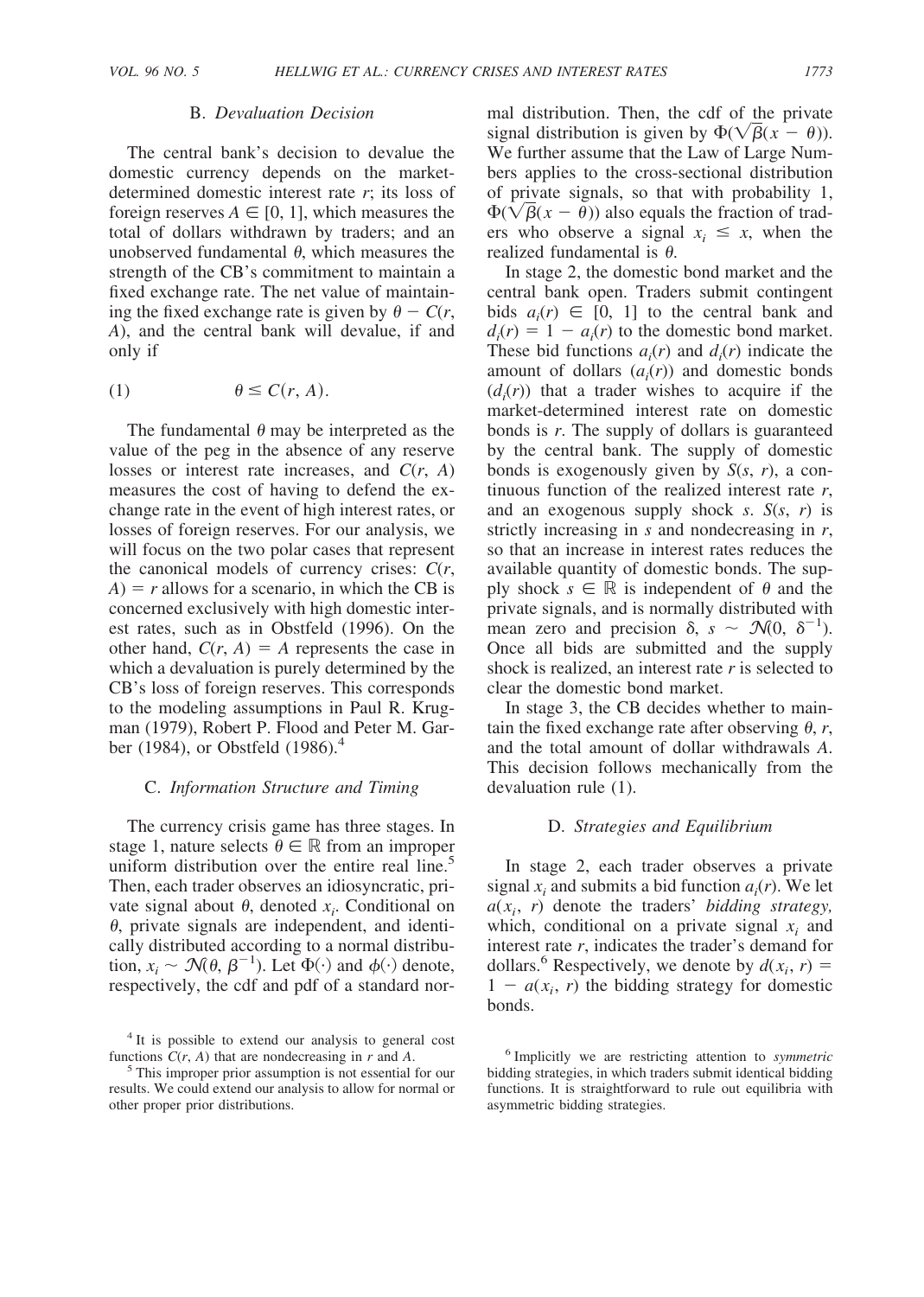### B. *Devaluation Decision*

The central bank's decision to devalue the domestic currency depends on the market-determined domestic interest rate $r$; its loss of foreign reserves $A \in [0, 1]$, which measures the total of dollars withdrawn by traders; and an unobserved fundamental $\theta$, which measures the strength of the CB's commitment to maintain a fixed exchange rate. The net value of maintaining the fixed exchange rate is given by $\theta - C(r, A)$, and the central bank will devalue, if and only if

$$(1) \qquad \theta \leq C(r, A).$$

The fundamental $\theta$ may be interpreted as the value of the peg in the absence of any reserve losses or interest rate increases, and $C(r, A)$ measures the cost of having to defend the exchange rate in the event of high interest rates, or losses of foreign reserves. For our analysis, we will focus on the two polar cases that represent the canonical models of currency crises: $C(r, A) = r$ allows for a scenario, in which the CB is concerned exclusively with high domestic interest rates, such as in Obstfeld (1996). On the other hand, $C(r, A) = A$ represents the case in which a devaluation is purely determined by the CB's loss of foreign reserves. This corresponds to the modeling assumptions in Paul R. Krugman (1979), Robert P. Flood and Peter M. Garber (1984), or Obstfeld (1986).[4]

### C. *Information Structure and Timing*

The currency crisis game has three stages. In stage 1, nature selects $\theta \in \mathbb{R}$ from an improper uniform distribution over the entire real line.[5] Then, each trader observes an idiosyncratic, private signal about $\theta$, denoted $x_i$. Conditional on $\theta$, private signals are independent, and identically distributed according to a normal distribution, $x_i \sim \mathcal{N}(\theta, \beta^{-1})$. Let $\Phi(\cdot)$ and $\phi(\cdot)$ denote, respectively, the cdf and pdf of a standard normal distribution. Then, the cdf of the private signal distribution is given by $\Phi(\sqrt{\beta}(x - \theta))$. We further assume that the Law of Large Numbers applies to the cross-sectional distribution of private signals, so that with probability 1, $\Phi(\sqrt{\beta}(x - \theta))$ also equals the fraction of traders who observe a signal $x_i \leq x$, when the realized fundamental is $\theta$.

In stage 2, the domestic bond market and the central bank open. Traders submit contingent bids $a_i(r) \in [0, 1]$ to the central bank and $d_i(r) = 1 - a_i(r)$ to the domestic bond market. These bid functions $a_i(r)$ and $d_i(r)$ indicate the amount of dollars ($a_i(r)$) and domestic bonds ($d_i(r)$) that a trader wishes to acquire if the market-determined interest rate on domestic bonds is $r$. The supply of dollars is guaranteed by the central bank. The supply of domestic bonds is exogenously given by $S(s, r)$, a continuous function of the realized interest rate $r$, and an exogenous supply shock $s$. $S(s, r)$ is strictly increasing in $s$ and nondecreasing in $r$, so that an increase in interest rates reduces the available quantity of domestic bonds. The supply shock $s \in \mathbb{R}$ is independent of $\theta$ and the private signals, and is normally distributed with mean zero and precision $\delta$, $s \sim \mathcal{N}(0, \delta^{-1})$. Once all bids are submitted and the supply shock is realized, an interest rate $r$ is selected to clear the domestic bond market.

In stage 3, the CB decides whether to maintain the fixed exchange rate after observing $\theta$, $r$, and the total amount of dollar withdrawals $A$. This decision follows mechanically from the devaluation rule (1).

### D. *Strategies and Equilibrium*

In stage 2, each trader observes a private signal $x_i$ and submits a bid function $a_i(r)$. We let $a(x_i, r)$ denote the traders' *bidding strategy,* which, conditional on a private signal $x_i$ and interest rate $r$, indicates the trader's demand for dollars.[6] Respectively, we denote by $d(x_i, r) = 1 - a(x_i, r)$ the bidding strategy for domestic bonds.

---

[4] It is possible to extend our analysis to general cost functions $C(r, A)$ that are nondecreasing in $r$ and $A$.

[5] This improper prior assumption is not essential for our results. We could extend our analysis to allow for normal or other proper prior distributions.

[6] Implicitly we are restricting attention to *symmetric* bidding strategies, in which traders submit identical bidding functions. It is straightforward to rule out equilibria with asymmetric bidding strategies.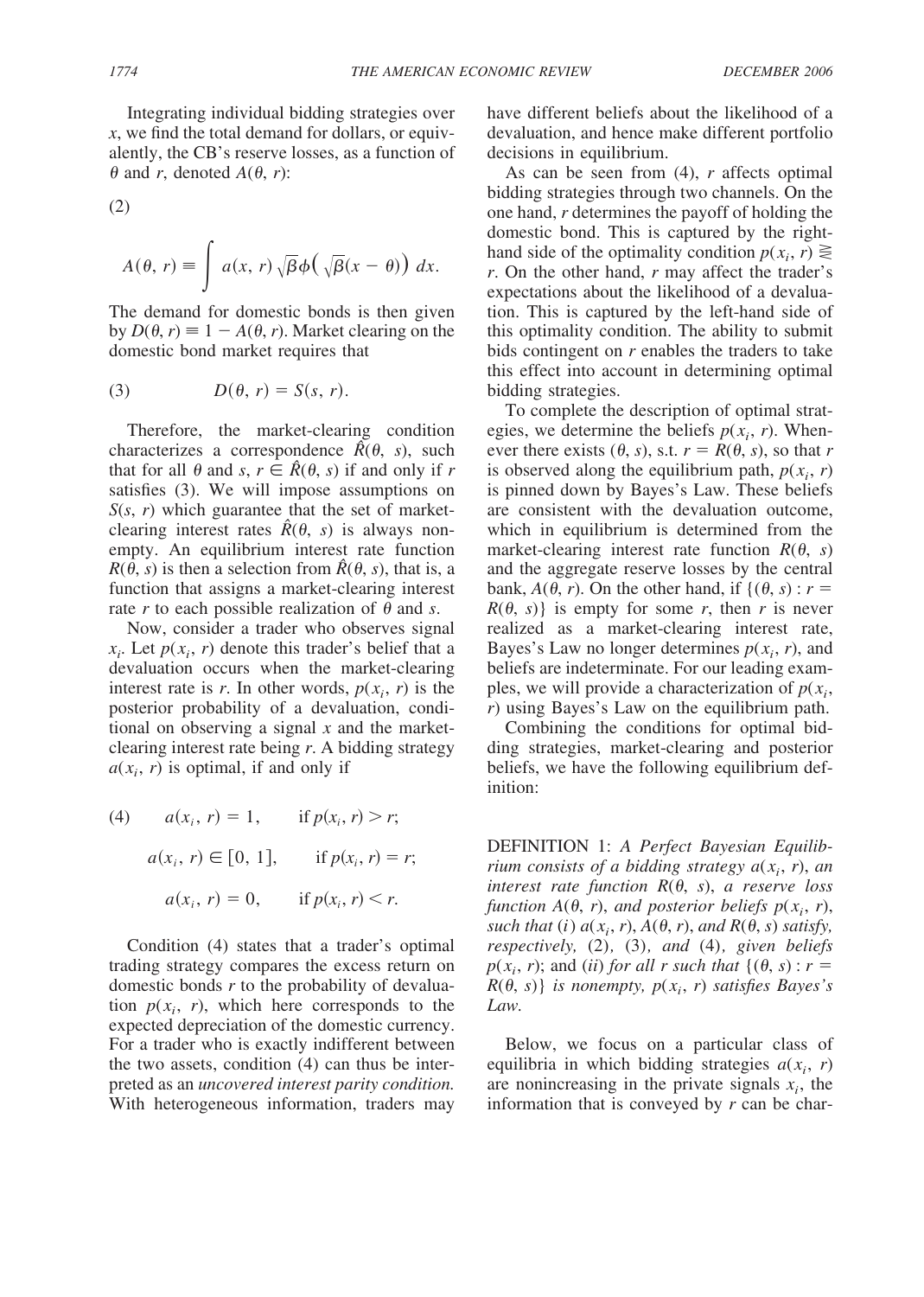Integrating individual bidding strategies over $x$, we find the total demand for dollars, or equivalently, the CB's reserve losses, as a function of $\theta$ and $r$, denoted $A(\theta, r)$:

$$A(\theta, r) \equiv \int a(x, r) \sqrt{\beta} \phi\big(\sqrt{\beta}(x - \theta)\big)\, dx. \tag{2}$$

The demand for domestic bonds is then given by $D(\theta, r) \equiv 1 - A(\theta, r)$. Market clearing on the domestic bond market requires that

$$D(\theta, r) = S(s, r). \tag{3}$$

Therefore, the market-clearing condition characterizes a correspondence $\hat{R}(\theta, s)$, such that for all $\theta$ and $s$, $r \in \hat{R}(\theta, s)$ if and only if $r$ satisfies (3). We will impose assumptions on $S(s, r)$ which guarantee that the set of market-clearing interest rates $\hat{R}(\theta, s)$ is always nonempty. An equilibrium interest rate function $R(\theta, s)$ is then a selection from $\hat{R}(\theta, s)$, that is, a function that assigns a market-clearing interest rate $r$ to each possible realization of $\theta$ and $s$.

Now, consider a trader who observes signal $x_i$. Let $p(x_i, r)$ denote this trader's belief that a devaluation occurs when the market-clearing interest rate is $r$. In other words, $p(x_i, r)$ is the posterior probability of a devaluation, conditional on observing a signal $x$ and the market-clearing interest rate being $r$. A bidding strategy $a(x_i, r)$ is optimal, if and only if

$$\begin{aligned} a(x_i, r) &= 1, && \text{if } p(x_i, r) > r; \\ a(x_i, r) &\in [0, 1], && \text{if } p(x_i, r) = r; \\ a(x_i, r) &= 0, && \text{if } p(x_i, r) < r. \end{aligned} \tag{4}$$

Condition (4) states that a trader's optimal trading strategy compares the excess return on domestic bonds $r$ to the probability of devaluation $p(x_i, r)$, which here corresponds to the expected depreciation of the domestic currency. For a trader who is exactly indifferent between the two assets, condition (4) can thus be interpreted as an *uncovered interest parity condition.* With heterogeneous information, traders may have different beliefs about the likelihood of a devaluation, and hence make different portfolio decisions in equilibrium.

As can be seen from (4), $r$ affects optimal bidding strategies through two channels. On the one hand, $r$ determines the payoff of holding the domestic bond. This is captured by the right-hand side of the optimality condition $p(x_i, r) \gtreqless r$. On the other hand, $r$ may affect the trader's expectations about the likelihood of a devaluation. This is captured by the left-hand side of this optimality condition. The ability to submit bids contingent on $r$ enables the traders to take this effect into account in determining optimal bidding strategies.

To complete the description of optimal strategies, we determine the beliefs $p(x_i, r)$. Whenever there exists $(\theta, s)$, s.t. $r = R(\theta, s)$, so that $r$ is observed along the equilibrium path, $p(x_i, r)$ is pinned down by Bayes's Law. These beliefs are consistent with the devaluation outcome, which in equilibrium is determined from the market-clearing interest rate function $R(\theta, s)$ and the aggregate reserve losses by the central bank, $A(\theta, r)$. On the other hand, if $\{(\theta, s) : r = R(\theta, s)\}$ is empty for some $r$, then $r$ is never realized as a market-clearing interest rate, Bayes's Law no longer determines $p(x_i, r)$, and beliefs are indeterminate. For our leading examples, we will provide a characterization of $p(x_i, r)$ using Bayes's Law on the equilibrium path.

Combining the conditions for optimal bidding strategies, market-clearing and posterior beliefs, we have the following equilibrium definition:

DEFINITION 1: *A Perfect Bayesian Equilibrium consists of a bidding strategy $a(x_i, r)$, an interest rate function $R(\theta, s)$, a reserve loss function $A(\theta, r)$, and posterior beliefs $p(x_i, r)$, such that* (*i*) *$a(x_i, r)$, $A(\theta, r)$, and $R(\theta, s)$ satisfy, respectively,* (2)*,* (3)*, and* (4)*, given beliefs $p(x_i, r)$*; and (*ii*) *for all $r$ such that $\{(\theta, s) : r = R(\theta, s)\}$ is nonempty, $p(x_i, r)$ satisfies Bayes's Law.*

Below, we focus on a particular class of equilibria in which bidding strategies $a(x_i, r)$ are nonincreasing in the private signals $x_i$, the information that is conveyed by $r$ can be char-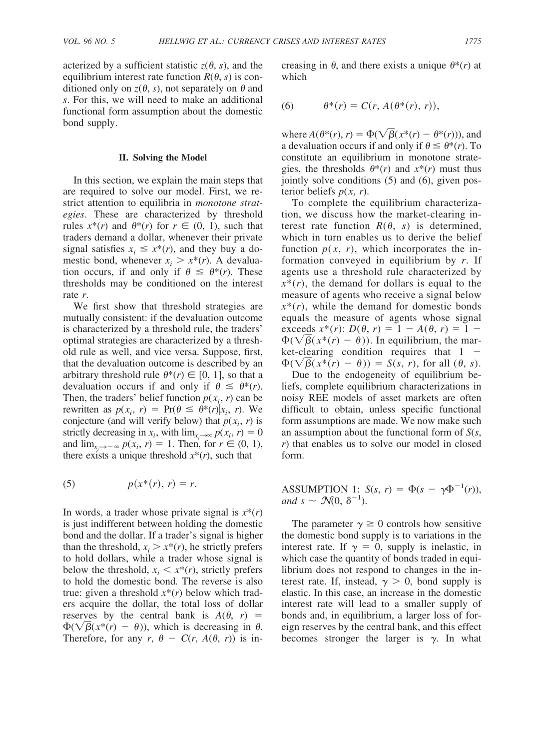acterized by a sufficient statistic $z(\theta, s)$, and the equilibrium interest rate function $R(\theta, s)$ is conditioned only on $z(\theta, s)$, not separately on $\theta$ and $s$. For this, we will need to make an additional functional form assumption about the domestic bond supply.

## II. Solving the Model

In this section, we explain the main steps that are required to solve our model. First, we restrict attention to equilibria in *monotone strategies.* These are characterized by threshold rules $x^*(r)$ and $\theta^*(r)$ for $r \in (0, 1)$, such that traders demand a dollar, whenever their private signal satisfies $x_i \leq x^*(r)$, and they buy a domestic bond, whenever $x_i > x^*(r)$. A devaluation occurs, if and only if $\theta \leq \theta^*(r)$. These thresholds may be conditioned on the interest rate $r$.

We first show that threshold strategies are mutually consistent: if the devaluation outcome is characterized by a threshold rule, the traders' optimal strategies are characterized by a threshold rule as well, and vice versa. Suppose, first, that the devaluation outcome is described by an arbitrary threshold rule $\theta^*(r) \in [0, 1]$, so that a devaluation occurs if and only if $\theta \leq \theta^*(r)$. Then, the traders' belief function $p(x_i, r)$ can be rewritten as $p(x_i, r) = \Pr(\theta \leq \theta^*(r)|x_i, r)$. We conjecture (and will verify below) that $p(x_i, r)$ is strictly decreasing in $x_i$, with $\lim_{x_i \to \infty} p(x_i, r) = 0$ and $\lim_{x_i \to -\infty} p(x_i, r) = 1$. Then, for $r \in (0, 1)$, there exists a unique threshold $x^*(r)$, such that

$$p(x^*(r), r) = r. \tag{5}$$

In words, a trader whose private signal is $x^*(r)$ is just indifferent between holding the domestic bond and the dollar. If a trader's signal is higher than the threshold, $x_i > x^*(r)$, he strictly prefers to hold dollars, while a trader whose signal is below the threshold, $x_i < x^*(r)$, strictly prefers to hold the domestic bond. The reverse is also true: given a threshold $x^*(r)$ below which traders acquire the dollar, the total loss of dollar reserves by the central bank is $A(\theta, r) = \Phi(\sqrt{\beta}(x^*(r) - \theta))$, which is decreasing in $\theta$. Therefore, for any $r$, $\theta - C(r, A(\theta, r))$ is increasing in $\theta$, and there exists a unique $\theta^*(r)$ at which

$$\theta^*(r) = C(r, A(\theta^*(r), r)), \tag{6}$$

where $A(\theta^*(r), r) = \Phi(\sqrt{\beta}(x^*(r) - \theta^*(r)))$, and a devaluation occurs if and only if $\theta \leq \theta^*(r)$. To constitute an equilibrium in monotone strategies, the thresholds $\theta^*(r)$ and $x^*(r)$ must thus jointly solve conditions (5) and (6), given posterior beliefs $p(x, r)$.

To complete the equilibrium characterization, we discuss how the market-clearing interest rate function $R(\theta, s)$ is determined, which in turn enables us to derive the belief function $p(x, r)$, which incorporates the information conveyed in equilibrium by $r$. If agents use a threshold rule characterized by $x^*(r)$, the demand for dollars is equal to the measure of agents who receive a signal below $x^*(r)$, while the demand for domestic bonds equals the measure of agents whose signal exceeds $x^*(r)$: $D(\theta, r) = 1 - A(\theta, r) = 1 - \Phi(\sqrt{\beta}(x^*(r) - \theta))$. In equilibrium, the market-clearing condition requires that $1 - \Phi(\sqrt{\beta}(x^*(r) - \theta)) = S(s, r)$, for all $(\theta, s)$.

Due to the endogeneity of equilibrium beliefs, complete equilibrium characterizations in noisy REE models of asset markets are often difficult to obtain, unless specific functional form assumptions are made. We now make such an assumption about the functional form of $S(s, r)$ that enables us to solve our model in closed form.

ASSUMPTION 1: $S(s, r) = \Phi(s - \gamma\Phi^{-1}(r))$, *and* $s \sim \mathcal{N}(0, \delta^{-1})$.

The parameter $\gamma \geq 0$ controls how sensitive the domestic bond supply is to variations in the interest rate. If $\gamma = 0$, supply is inelastic, in which case the quantity of bonds traded in equilibrium does not respond to changes in the interest rate. If, instead, $\gamma > 0$, bond supply is elastic. In this case, an increase in the domestic interest rate will lead to a smaller supply of bonds and, in equilibrium, a larger loss of foreign reserves by the central bank, and this effect becomes stronger the larger is $\gamma$. In what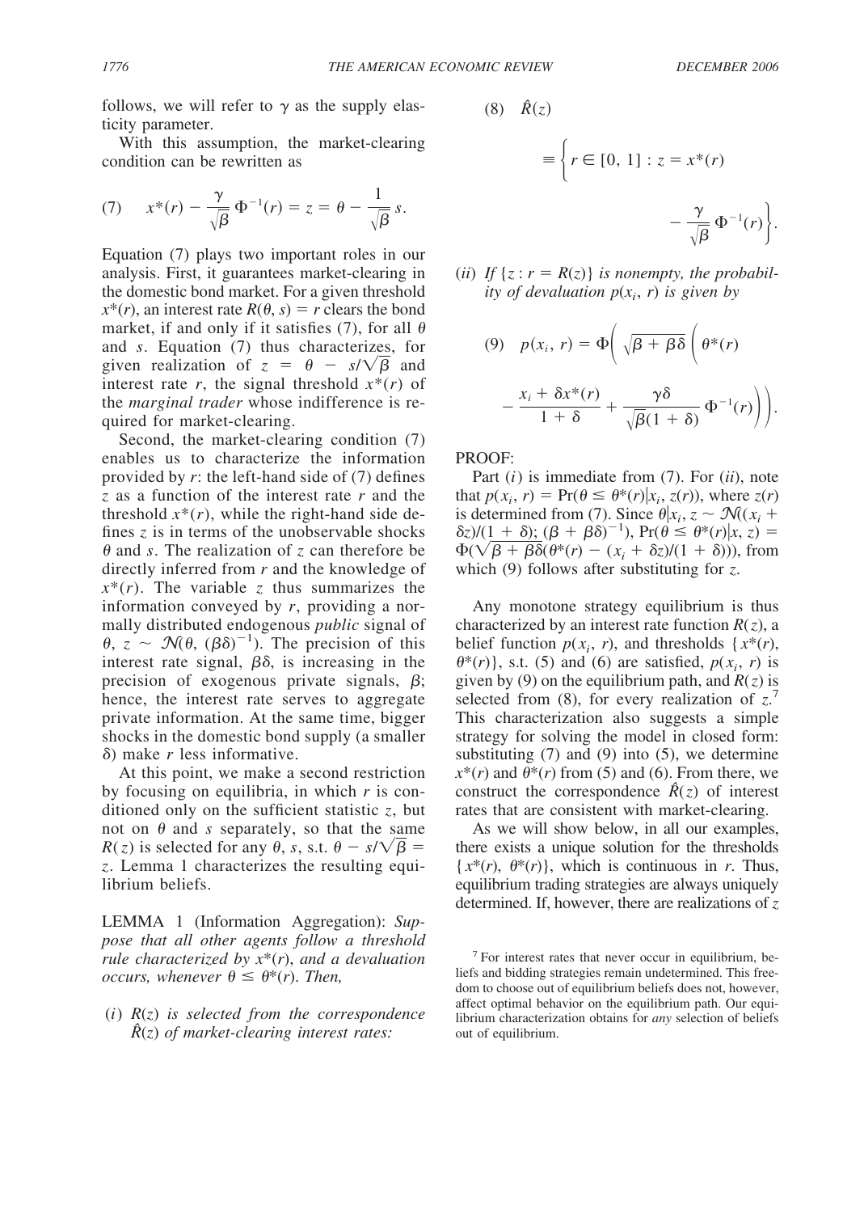follows, we will refer to $\gamma$ as the supply elasticity parameter.

With this assumption, the market-clearing condition can be rewritten as

$$(7) \quad x^*(r) - \frac{\gamma}{\sqrt{\beta}}\Phi^{-1}(r) = z = \theta - \frac{1}{\sqrt{\beta}}s.$$

Equation (7) plays two important roles in our analysis. First, it guarantees market-clearing in the domestic bond market. For a given threshold $x^*(r)$, an interest rate $R(\theta, s) = r$ clears the bond market, if and only if it satisfies (7), for all $\theta$ and $s$. Equation (7) thus characterizes, for given realization of $z = \theta - s/\sqrt{\beta}$ and interest rate $r$, the signal threshold $x^*(r)$ of the *marginal trader* whose indifference is required for market-clearing.

Second, the market-clearing condition (7) enables us to characterize the information provided by $r$: the left-hand side of (7) defines $z$ as a function of the interest rate $r$ and the threshold $x^*(r)$, while the right-hand side defines $z$ is in terms of the unobservable shocks $\theta$ and $s$. The realization of $z$ can therefore be directly inferred from $r$ and the knowledge of $x^*(r)$. The variable $z$ thus summarizes the information conveyed by $r$, providing a normally distributed endogenous *public* signal of $\theta$, $z \sim \mathcal{N}(\theta, (\beta\delta)^{-1})$. The precision of this interest rate signal, $\beta\delta$, is increasing in the precision of exogenous private signals, $\beta$; hence, the interest rate serves to aggregate private information. At the same time, bigger shocks in the domestic bond supply (a smaller $\delta$) make $r$ less informative.

At this point, we make a second restriction by focusing on equilibria, in which $r$ is conditioned only on the sufficient statistic $z$, but not on $\theta$ and $s$ separately, so that the same $R(z)$ is selected for any $\theta$, $s$, s.t. $\theta - s/\sqrt{\beta} = z$. Lemma 1 characterizes the resulting equilibrium beliefs.

LEMMA 1 (Information Aggregation): *Suppose that all other agents follow a threshold rule characterized by $x^*(r)$, and a devaluation occurs, whenever $\theta \leq \theta^*(r)$. Then,*

(*i*) *$R(z)$ is selected from the correspondence $\hat{R}(z)$ of market-clearing interest rates:*

$$(8) \quad \hat{R}(z) \equiv \left\{ r \in [0, 1] : z = x^*(r) - \frac{\gamma}{\sqrt{\beta}}\Phi^{-1}(r) \right\}.$$

(*ii*) *If $\{z : r = R(z)\}$ is nonempty, the probability of devaluation $p(x_i, r)$ is given by*

$$(9) \quad p(x_i, r) = \Phi\left(\sqrt{\beta + \beta\delta}\left(\theta^*(r) - \frac{x_i + \delta x^*(r)}{1 + \delta} + \frac{\gamma\delta}{\sqrt{\beta}(1 + \delta)}\Phi^{-1}(r)\right)\right).$$

PROOF:

Part (*i*) is immediate from (7). For (*ii*), note that $p(x_i, r) = \Pr(\theta \leq \theta^*(r) | x_i, z(r))$, where $z(r)$ is determined from (7). Since $\theta | x_i, z \sim \mathcal{N}((x_i + \delta z)/(1 + \delta); (\beta + \beta\delta)^{-1})$, $\Pr(\theta \leq \theta^*(r) | x, z) = \Phi(\sqrt{\beta + \beta\delta}(\theta^*(r) - (x_i + \delta z)/(1 + \delta)))$, from which (9) follows after substituting for $z$.

Any monotone strategy equilibrium is thus characterized by an interest rate function $R(z)$, a belief function $p(x_i, r)$, and thresholds $\{x^*(r), \theta^*(r)\}$, s.t. (5) and (6) are satisfied, $p(x_i, r)$ is given by (9) on the equilibrium path, and $R(z)$ is selected from (8), for every realization of $z$.[7] This characterization also suggests a simple strategy for solving the model in closed form: substituting (7) and (9) into (5), we determine $x^*(r)$ and $\theta^*(r)$ from (5) and (6). From there, we construct the correspondence $\hat{R}(z)$ of interest rates that are consistent with market-clearing.

As we will show below, in all our examples, there exists a unique solution for the thresholds $\{x^*(r), \theta^*(r)\}$, which is continuous in $r$. Thus, equilibrium trading strategies are always uniquely determined. If, however, there are realizations of $z$

[7] For interest rates that never occur in equilibrium, beliefs and bidding strategies remain undetermined. This freedom to choose out of equilibrium beliefs does not, however, affect optimal behavior on the equilibrium path. Our equilibrium characterization obtains for *any* selection of beliefs out of equilibrium.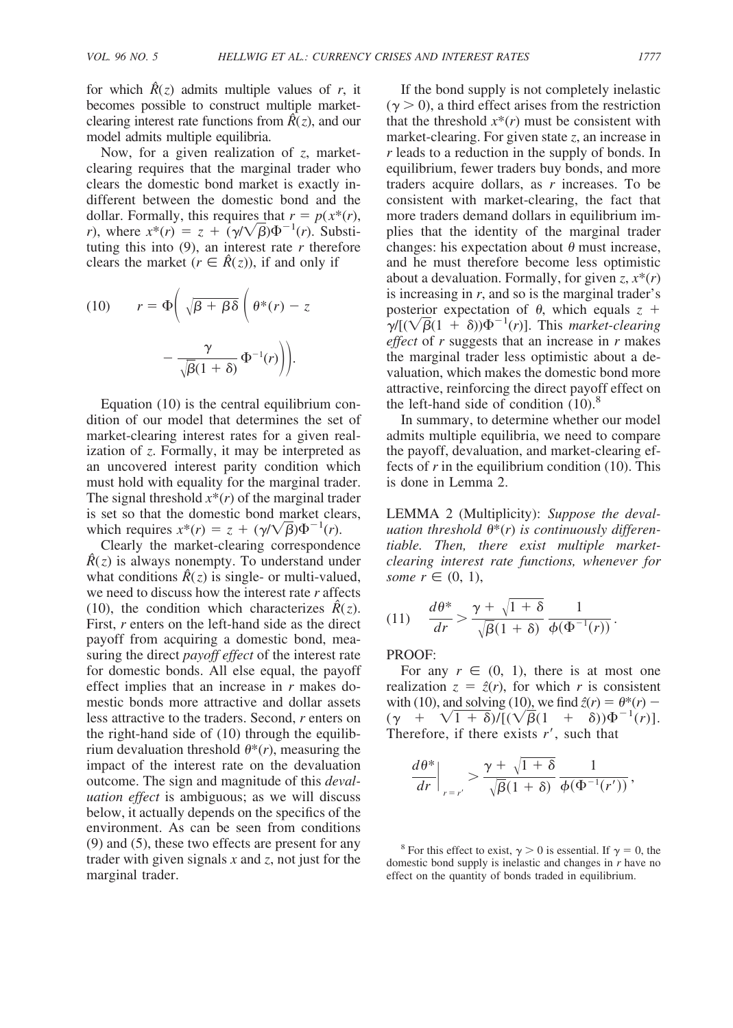for which $\hat{R}(z)$ admits multiple values of $r$, it becomes possible to construct multiple market-clearing interest rate functions from $\hat{R}(z)$, and our model admits multiple equilibria.

Now, for a given realization of $z$, market-clearing requires that the marginal trader who clears the domestic bond market is exactly indifferent between the domestic bond and the dollar. Formally, this requires that $r = p(x^*(r), r)$, where $x^*(r) = z + (\gamma/\sqrt{\beta})\Phi^{-1}(r)$. Substituting this into (9), an interest rate $r$ therefore clears the market ($r \in \hat{R}(z)$), if and only if

$$r = \Phi\left( \sqrt{\beta + \beta\delta} \left( \theta^*(r) - z - \frac{\gamma}{\sqrt{\beta}(1+\delta)} \Phi^{-1}(r) \right) \right). \tag{10}$$

Equation (10) is the central equilibrium condition of our model that determines the set of market-clearing interest rates for a given realization of $z$. Formally, it may be interpreted as an uncovered interest parity condition which must hold with equality for the marginal trader. The signal threshold $x^*(r)$ of the marginal trader is set so that the domestic bond market clears, which requires $x^*(r) = z + (\gamma/\sqrt{\beta})\Phi^{-1}(r)$.

Clearly the market-clearing correspondence $\hat{R}(z)$ is always nonempty. To understand under what conditions $\hat{R}(z)$ is single- or multi-valued, we need to discuss how the interest rate $r$ affects (10), the condition which characterizes $\hat{R}(z)$. First, $r$ enters on the left-hand side as the direct payoff from acquiring a domestic bond, measuring the direct *payoff effect* of the interest rate for domestic bonds. All else equal, the payoff effect implies that an increase in $r$ makes domestic bonds more attractive and dollar assets less attractive to the traders. Second, $r$ enters on the right-hand side of (10) through the equilibrium devaluation threshold $\theta^*(r)$, measuring the impact of the interest rate on the devaluation outcome. The sign and magnitude of this *devaluation effect* is ambiguous; as we will discuss below, it actually depends on the specifics of the environment. As can be seen from conditions (9) and (5), these two effects are present for any trader with given signals $x$ and $z$, not just for the marginal trader.

If the bond supply is not completely inelastic ($\gamma > 0$), a third effect arises from the restriction that the threshold $x^*(r)$ must be consistent with market-clearing. For given state $z$, an increase in $r$ leads to a reduction in the supply of bonds. In equilibrium, fewer traders buy bonds, and more traders acquire dollars, as $r$ increases. To be consistent with market-clearing, the fact that more traders demand dollars in equilibrium implies that the identity of the marginal trader changes: his expectation about $\theta$ must increase, and he must therefore become less optimistic about a devaluation. Formally, for given $z$, $x^*(r)$ is increasing in $r$, and so is the marginal trader's posterior expectation of $\theta$, which equals $z + \gamma/[(\sqrt{\beta}(1+\delta))\Phi^{-1}(r)]$. This *market-clearing effect* of $r$ suggests that an increase in $r$ makes the marginal trader less optimistic about a devaluation, which makes the domestic bond more attractive, reinforcing the direct payoff effect on the left-hand side of condition (10).[8]

In summary, to determine whether our model admits multiple equilibria, we need to compare the payoff, devaluation, and market-clearing effects of $r$ in the equilibrium condition (10). This is done in Lemma 2.

LEMMA 2 (Multiplicity): *Suppose the devaluation threshold $\theta^*(r)$ is continuously differentiable. Then, there exist multiple market-clearing interest rate functions, whenever for some $r \in (0, 1)$,*

$$\frac{d\theta^*}{dr} > \frac{\gamma + \sqrt{1+\delta}}{\sqrt{\beta}(1+\delta)} \frac{1}{\phi(\Phi^{-1}(r))}. \tag{11}$$

PROOF:

For any $r \in (0, 1)$, there is at most one realization $z = \hat{z}(r)$, for which $r$ is consistent with (10), and solving (10), we find $\hat{z}(r) = \theta^*(r) - (\gamma + \sqrt{1+\delta})/[(\sqrt{\beta}(1+\delta))\Phi^{-1}(r)]$. Therefore, if there exists $r'$, such that

$$\left.\frac{d\theta^*}{dr}\right|_{r=r'} > \frac{\gamma + \sqrt{1+\delta}}{\sqrt{\beta}(1+\delta)} \frac{1}{\phi(\Phi^{-1}(r'))},$$

[8] For this effect to exist, $\gamma > 0$ is essential. If $\gamma = 0$, the domestic bond supply is inelastic and changes in $r$ have no effect on the quantity of bonds traded in equilibrium.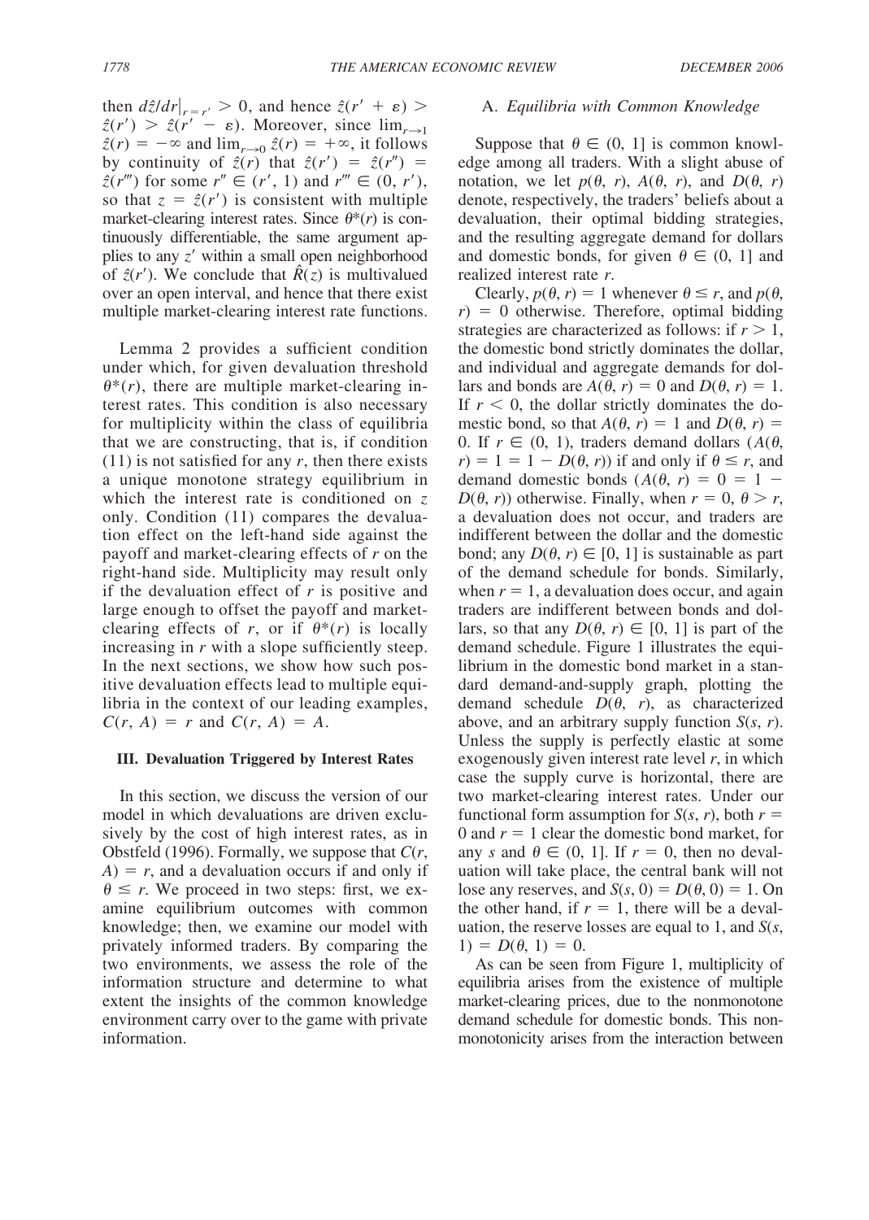then $d\hat{z}/dr|_{r=r'} > 0$, and hence $\hat{z}(r' + \varepsilon) > \hat{z}(r') > \hat{z}(r' - \varepsilon)$. Moreover, since $\lim_{r \to 1} \hat{z}(r) = -\infty$ and $\lim_{r \to 0} \hat{z}(r) = +\infty$, it follows by continuity of $\hat{z}(r)$ that $\hat{z}(r') = \hat{z}(r'') = \hat{z}(r''')$ for some $r'' \in (r', 1)$ and $r''' \in (0, r')$, so that $z = \hat{z}(r')$ is consistent with multiple market-clearing interest rates. Since $\theta^*(r)$ is continuously differentiable, the same argument applies to any $z'$ within a small open neighborhood of $\hat{z}(r')$. We conclude that $\hat{R}(z)$ is multivalued over an open interval, and hence that there exist multiple market-clearing interest rate functions.

Lemma 2 provides a sufficient condition under which, for given devaluation threshold $\theta^*(r)$, there are multiple market-clearing interest rates. This condition is also necessary for multiplicity within the class of equilibria that we are constructing, that is, if condition (11) is not satisfied for any $r$, then there exists a unique monotone strategy equilibrium in which the interest rate is conditioned on $z$ only. Condition (11) compares the devaluation effect on the left-hand side against the payoff and market-clearing effects of $r$ on the right-hand side. Multiplicity may result only if the devaluation effect of $r$ is positive and large enough to offset the payoff and market-clearing effects of $r$, or if $\theta^*(r)$ is locally increasing in $r$ with a slope sufficiently steep. In the next sections, we show how such positive devaluation effects lead to multiple equilibria in the context of our leading examples, $C(r, A) = r$ and $C(r, A) = A$.

## III. Devaluation Triggered by Interest Rates

In this section, we discuss the version of our model in which devaluations are driven exclusively by the cost of high interest rates, as in Obstfeld (1996). Formally, we suppose that $C(r, A) = r$, and a devaluation occurs if and only if $\theta \leq r$. We proceed in two steps: first, we examine equilibrium outcomes with common knowledge; then, we examine our model with privately informed traders. By comparing the two environments, we assess the role of the information structure and determine to what extent the insights of the common knowledge environment carry over to the game with private information.

### A. *Equilibria with Common Knowledge*

Suppose that $\theta \in (0, 1]$ is common knowledge among all traders. With a slight abuse of notation, we let $p(\theta, r)$, $A(\theta, r)$, and $D(\theta, r)$ denote, respectively, the traders' beliefs about a devaluation, their optimal bidding strategies, and the resulting aggregate demand for dollars and domestic bonds, for given $\theta \in (0, 1]$ and realized interest rate $r$.

Clearly, $p(\theta, r) = 1$ whenever $\theta \leq r$, and $p(\theta, r) = 0$ otherwise. Therefore, optimal bidding strategies are characterized as follows: if $r > 1$, the domestic bond strictly dominates the dollar, and individual and aggregate demands for dollars and bonds are $A(\theta, r) = 0$ and $D(\theta, r) = 1$. If $r < 0$, the dollar strictly dominates the domestic bond, so that $A(\theta, r) = 1$ and $D(\theta, r) = 0$. If $r \in (0, 1)$, traders demand dollars ($A(\theta, r) = 1 = 1 - D(\theta, r)$) if and only if $\theta \leq r$, and demand domestic bonds ($A(\theta, r) = 0 = 1 - D(\theta, r)$) otherwise. Finally, when $r = 0$, $\theta > r$, a devaluation does not occur, and traders are indifferent between the dollar and the domestic bond; any $D(\theta, r) \in [0, 1]$ is sustainable as part of the demand schedule for bonds. Similarly, when $r = 1$, a devaluation does occur, and again traders are indifferent between bonds and dollars, so that any $D(\theta, r) \in [0, 1]$ is part of the demand schedule. Figure 1 illustrates the equilibrium in the domestic bond market in a standard demand-and-supply graph, plotting the demand schedule $D(\theta, r)$, as characterized above, and an arbitrary supply function $S(s, r)$. Unless the supply is perfectly elastic at some exogenously given interest rate level $r$, in which case the supply curve is horizontal, there are two market-clearing interest rates. Under our functional form assumption for $S(s, r)$, both $r = 0$ and $r = 1$ clear the domestic bond market, for any $s$ and $\theta \in (0, 1]$. If $r = 0$, then no devaluation will take place, the central bank will not lose any reserves, and $S(s, 0) = D(\theta, 0) = 1$. On the other hand, if $r = 1$, there will be a devaluation, the reserve losses are equal to 1, and $S(s, 1) = D(\theta, 1) = 0$.

As can be seen from Figure 1, multiplicity of equilibria arises from the existence of multiple market-clearing prices, due to the nonmonotone demand schedule for domestic bonds. This nonmonotonicity arises from the interaction between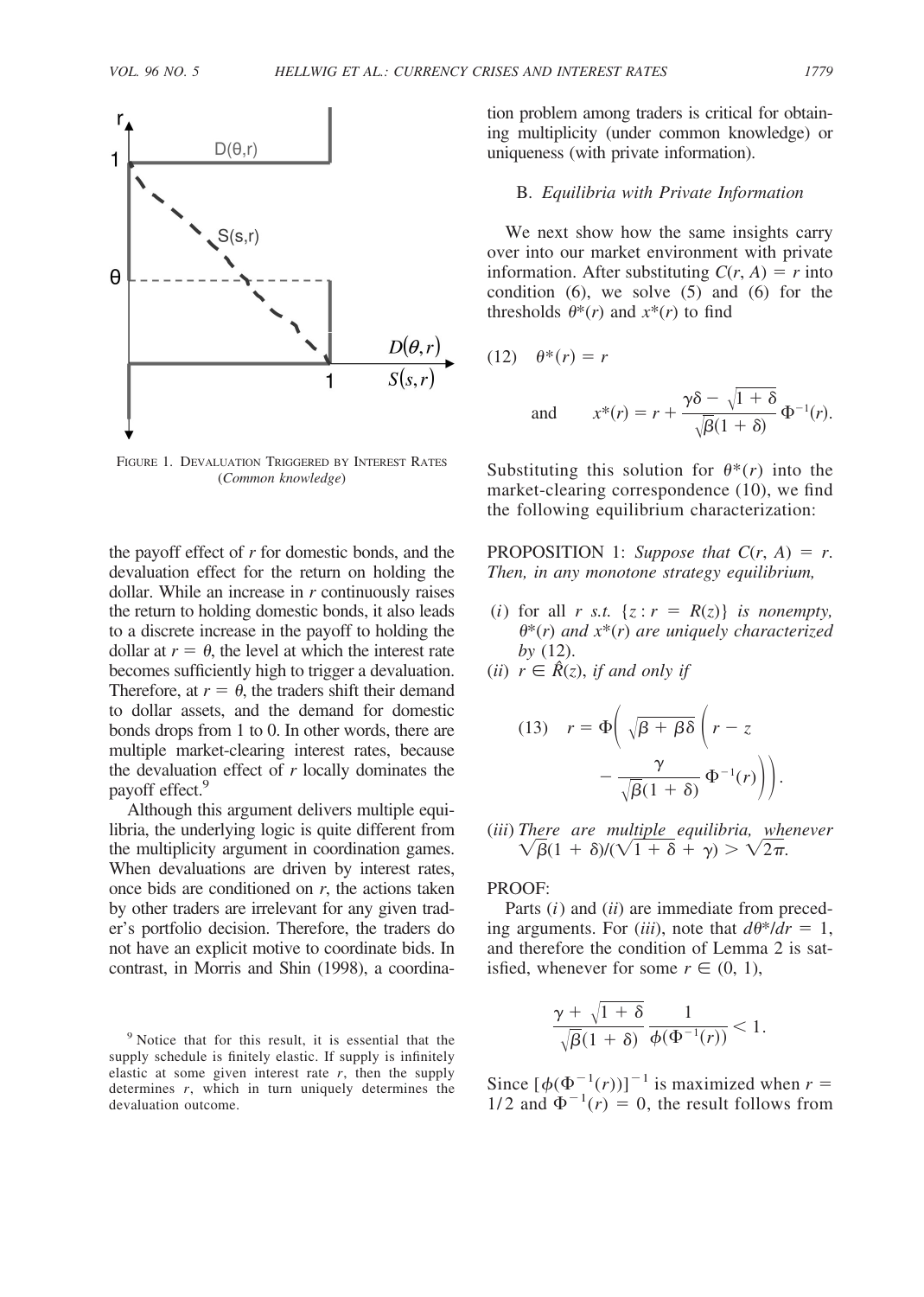r

1

D(θ,r)

S(s,r)

θ

$D(\theta, r)$

$S(s, r)$

1

FIGURE 1. DEVALUATION TRIGGERED BY INTEREST RATES (*Common knowledge*)

the payoff effect of $r$ for domestic bonds, and the devaluation effect for the return on holding the dollar. While an increase in $r$ continuously raises the return to holding domestic bonds, it also leads to a discrete increase in the payoff to holding the dollar at $r = \theta$, the level at which the interest rate becomes sufficiently high to trigger a devaluation. Therefore, at $r = \theta$, the traders shift their demand to dollar assets, and the demand for domestic bonds drops from 1 to 0. In other words, there are multiple market-clearing interest rates, because the devaluation effect of $r$ locally dominates the payoff effect.[9]

Although this argument delivers multiple equilibria, the underlying logic is quite different from the multiplicity argument in coordination games. When devaluations are driven by interest rates, once bids are conditioned on $r$, the actions taken by other traders are irrelevant for any given trader's portfolio decision. Therefore, the traders do not have an explicit motive to coordinate bids. In contrast, in Morris and Shin (1998), a coordination problem among traders is critical for obtaining multiplicity (under common knowledge) or uniqueness (with private information).

### B. *Equilibria with Private Information*

We next show how the same insights carry over into our market environment with private information. After substituting $C(r, A) = r$ into condition (6), we solve (5) and (6) for the thresholds $\theta^*(r)$ and $x^*(r)$ to find

$$(12) \quad \theta^*(r) = r$$

$$\text{and} \qquad x^*(r) = r + \frac{\gamma\delta - \sqrt{1+\delta}}{\sqrt{\beta}(1+\delta)} \Phi^{-1}(r).$$

Substituting this solution for $\theta^*(r)$ into the market-clearing correspondence (10), we find the following equilibrium characterization:

PROPOSITION 1: *Suppose that $C(r, A) = r$. Then, in any monotone strategy equilibrium,*

(*i*) *for all $r$ s.t. $\{z : r = R(z)\}$ is nonempty, $\theta^*(r)$ and $x^*(r)$ are uniquely characterized by* (12).

(*ii*) *$r \in \hat{R}(z)$, if and only if*

$$(13) \quad r = \Phi\left(\sqrt{\beta + \beta\delta}\left(r - z - \frac{\gamma}{\sqrt{\beta}(1+\delta)}\Phi^{-1}(r)\right)\right).$$

(*iii*) *There are multiple equilibria, whenever $\sqrt{\beta}(1 + \delta)/(\sqrt{1 + \delta} + \gamma) > \sqrt{2\pi}$.*

PROOF:

Parts (*i*) and (*ii*) are immediate from preceding arguments. For (*iii*), note that $d\theta^*/dr = 1$, and therefore the condition of Lemma 2 is satisfied, whenever for some $r \in (0, 1)$,

$$\frac{\gamma + \sqrt{1+\delta}}{\sqrt{\beta}(1+\delta)} \frac{1}{\phi(\Phi^{-1}(r))} < 1.$$

Since $[\phi(\Phi^{-1}(r))]^{-1}$ is maximized when $r = 1/2$ and $\Phi^{-1}(r) = 0$, the result follows from

[9] Notice that for this result, it is essential that the supply schedule is finitely elastic. If supply is infinitely elastic at some given interest rate $r$, then the supply determines $r$, which in turn uniquely determines the devaluation outcome.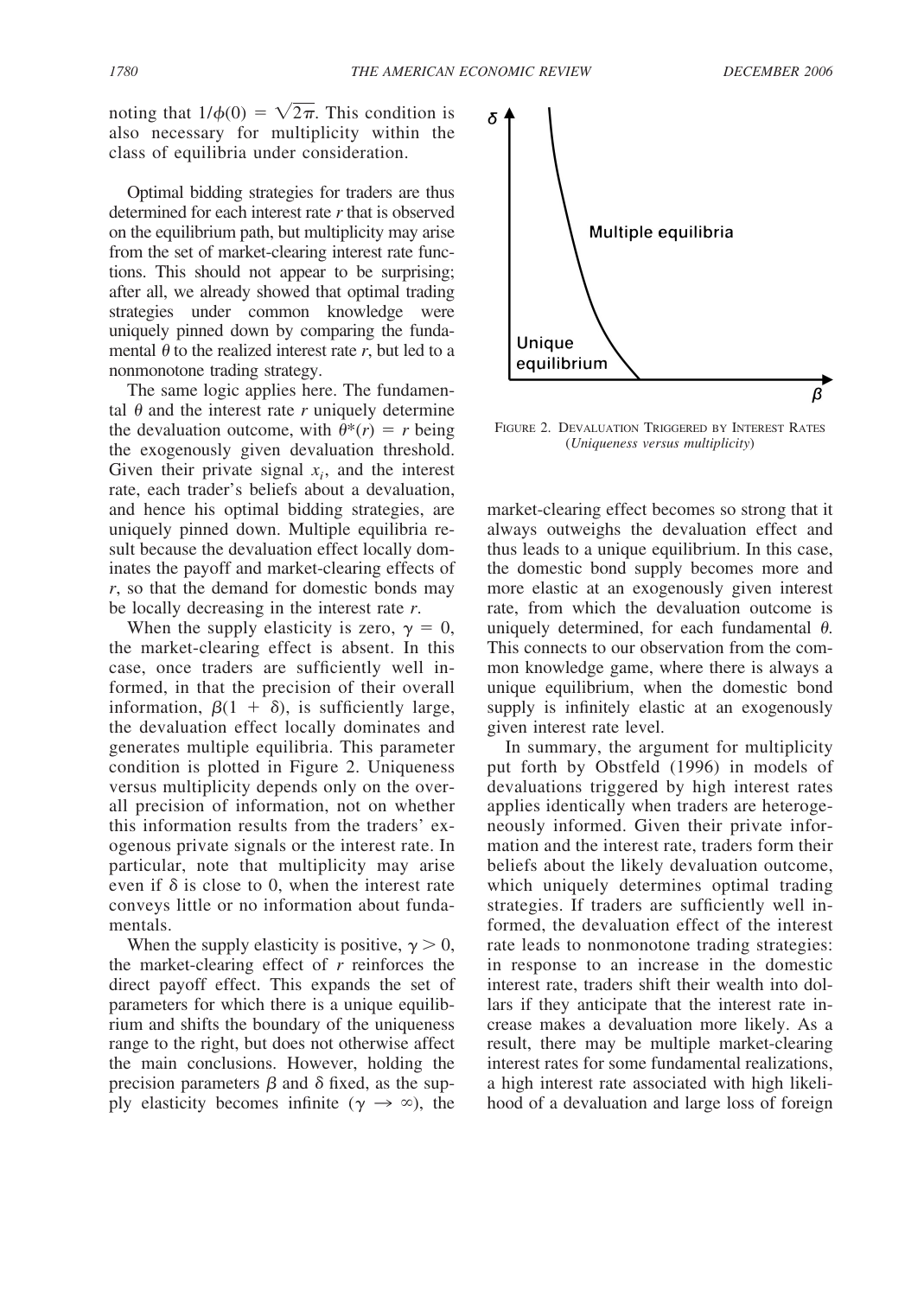noting that $1/\phi(0) = \sqrt{2\pi}$. This condition is also necessary for multiplicity within the class of equilibria under consideration.

Optimal bidding strategies for traders are thus determined for each interest rate $r$ that is observed on the equilibrium path, but multiplicity may arise from the set of market-clearing interest rate functions. This should not appear to be surprising; after all, we already showed that optimal trading strategies under common knowledge were uniquely pinned down by comparing the fundamental $\theta$ to the realized interest rate $r$, but led to a nonmonotone trading strategy.

The same logic applies here. The fundamental $\theta$ and the interest rate $r$ uniquely determine the devaluation outcome, with $\theta^*(r) = r$ being the exogenously given devaluation threshold. Given their private signal $x_i$, and the interest rate, each trader's beliefs about a devaluation, and hence his optimal bidding strategies, are uniquely pinned down. Multiple equilibria result because the devaluation effect locally dominates the payoff and market-clearing effects of $r$, so that the demand for domestic bonds may be locally decreasing in the interest rate $r$.

When the supply elasticity is zero, $\gamma = 0$, the market-clearing effect is absent. In this case, once traders are sufficiently well informed, in that the precision of their overall information, $\beta(1 + \delta)$, is sufficiently large, the devaluation effect locally dominates and generates multiple equilibria. This parameter condition is plotted in Figure 2. Uniqueness versus multiplicity depends only on the overall precision of information, not on whether this information results from the traders' exogenous private signals or the interest rate. In particular, note that multiplicity may arise even if $\delta$ is close to 0, when the interest rate conveys little or no information about fundamentals.

When the supply elasticity is positive, $\gamma > 0$, the market-clearing effect of $r$ reinforces the direct payoff effect. This expands the set of parameters for which there is a unique equilibrium and shifts the boundary of the uniqueness range to the right, but does not otherwise affect the main conclusions. However, holding the precision parameters $\beta$ and $\delta$ fixed, as the supply elasticity becomes infinite ($\gamma \to \infty$), the market-clearing effect becomes so strong that it always outweighs the devaluation effect and thus leads to a unique equilibrium. In this case, the domestic bond supply becomes more and more elastic at an exogenously given interest rate, from which the devaluation outcome is uniquely determined, for each fundamental $\theta$. This connects to our observation from the common knowledge game, where there is always a unique equilibrium, when the domestic bond supply is infinitely elastic at an exogenously given interest rate level.

In summary, the argument for multiplicity put forth by Obstfeld (1996) in models of devaluations triggered by high interest rates applies identically when traders are heterogeneously informed. Given their private information and the interest rate, traders form their beliefs about the likely devaluation outcome, which uniquely determines optimal trading strategies. If traders are sufficiently well informed, the devaluation effect of the interest rate leads to nonmonotone trading strategies: in response to an increase in the domestic interest rate, traders shift their wealth into dollars if they anticipate that the interest rate increase makes a devaluation more likely. As a result, there may be multiple market-clearing interest rates for some fundamental realizations, a high interest rate associated with high likelihood of a devaluation and large loss of foreign

$\delta$

Multiple equilibria

Unique equilibrium

$\beta$

FIGURE 2. DEVALUATION TRIGGERED BY INTEREST RATES (*Uniqueness versus multiplicity*)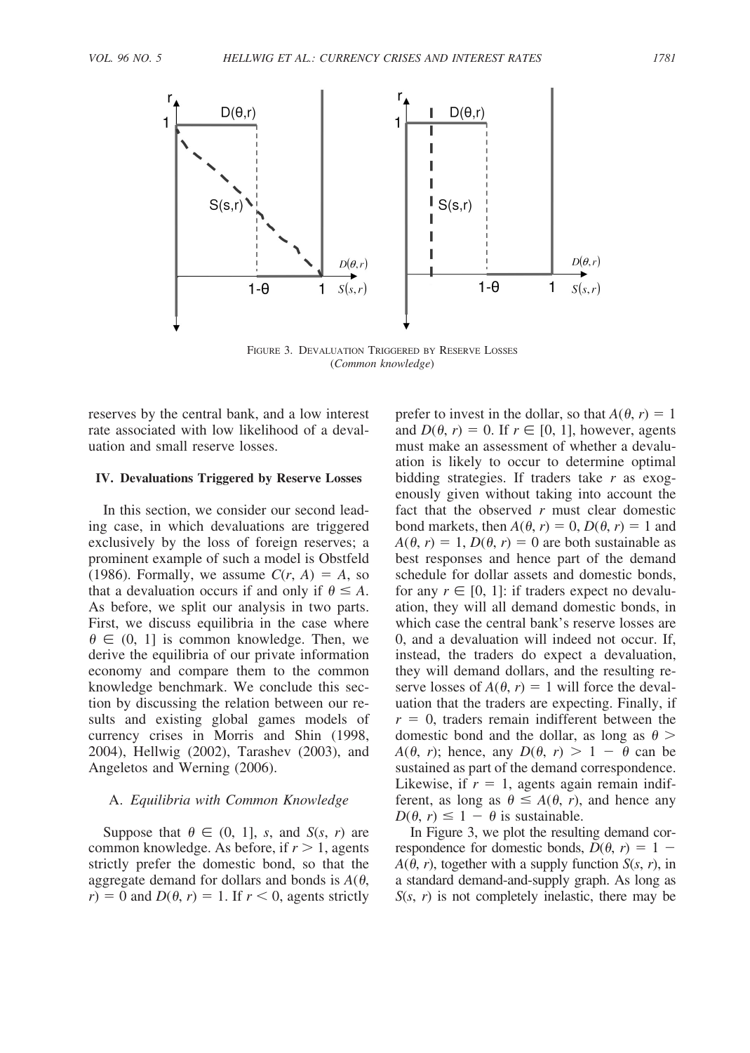r

1

D(θ,r)

S(s,r)

1-θ

1

$D(\theta, r)$

$S(s, r)$

r

1

D(θ,r)

S(s,r)

1-θ

1

$D(\theta, r)$

$S(s, r)$

FIGURE 3. DEVALUATION TRIGGERED BY RESERVE LOSSES
(*Common knowledge*)

reserves by the central bank, and a low interest rate associated with low likelihood of a devaluation and small reserve losses.

### IV. Devaluations Triggered by Reserve Losses

In this section, we consider our second leading case, in which devaluations are triggered exclusively by the loss of foreign reserves; a prominent example of such a model is Obstfeld (1986). Formally, we assume $C(r, A) = A$, so that a devaluation occurs if and only if $\theta \leq A$. As before, we split our analysis in two parts. First, we discuss equilibria in the case where $\theta \in (0, 1]$ is common knowledge. Then, we derive the equilibria of our private information economy and compare them to the common knowledge benchmark. We conclude this section by discussing the relation between our results and existing global games models of currency crises in Morris and Shin (1998, 2004), Hellwig (2002), Tarashev (2003), and Angeletos and Werning (2006).

#### A. *Equilibria with Common Knowledge*

Suppose that $\theta \in (0, 1]$, $s$, and $S(s, r)$ are common knowledge. As before, if $r > 1$, agents strictly prefer the domestic bond, so that the aggregate demand for dollars and bonds is $A(\theta, r) = 0$ and $D(\theta, r) = 1$. If $r < 0$, agents strictly prefer to invest in the dollar, so that $A(\theta, r) = 1$ and $D(\theta, r) = 0$. If $r \in [0, 1]$, however, agents must make an assessment of whether a devaluation is likely to occur to determine optimal bidding strategies. If traders take $r$ as exogenously given without taking into account the fact that the observed $r$ must clear domestic bond markets, then $A(\theta, r) = 0$, $D(\theta, r) = 1$ and $A(\theta, r) = 1$, $D(\theta, r) = 0$ are both sustainable as best responses and hence part of the demand schedule for dollar assets and domestic bonds, for any $r \in [0, 1]$: if traders expect no devaluation, they will all demand domestic bonds, in which case the central bank's reserve losses are 0, and a devaluation will indeed not occur. If, instead, the traders do expect a devaluation, they will demand dollars, and the resulting reserve losses of $A(\theta, r) = 1$ will force the devaluation that the traders are expecting. Finally, if $r = 0$, traders remain indifferent between the domestic bond and the dollar, as long as $\theta > A(\theta, r)$; hence, any $D(\theta, r) > 1 - \theta$ can be sustained as part of the demand correspondence. Likewise, if $r = 1$, agents again remain indifferent, as long as $\theta \leq A(\theta, r)$, and hence any $D(\theta, r) \leq 1 - \theta$ is sustainable.

In Figure 3, we plot the resulting demand correspondence for domestic bonds, $D(\theta, r) = 1 - A(\theta, r)$, together with a supply function $S(s, r)$, in a standard demand-and-supply graph. As long as $S(s, r)$ is not completely inelastic, there may be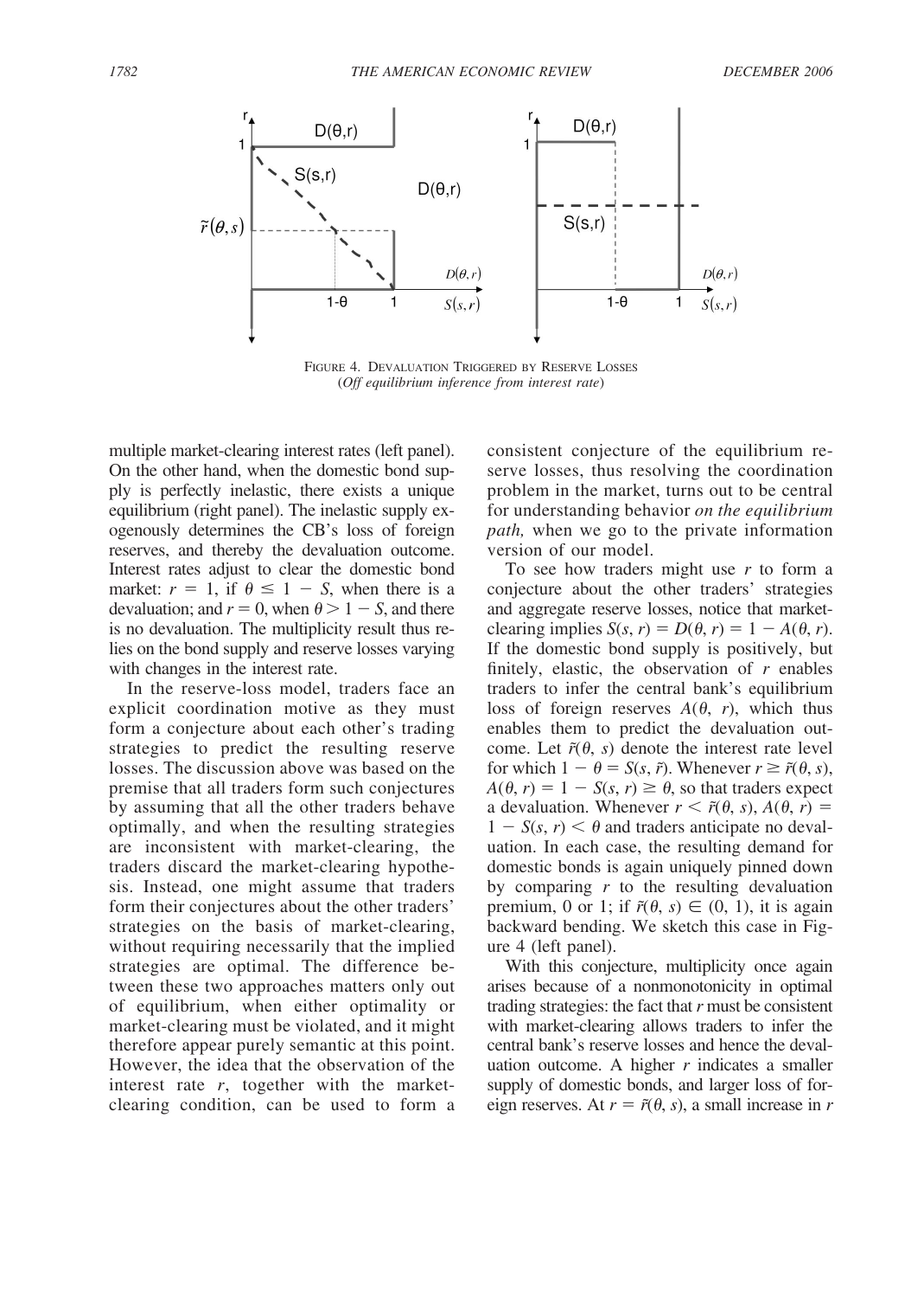r

1

D(θ,r)

S(s,r)

D(θ,r)

$\tilde{r}(\theta, s)$

1-θ

1

$D(\theta, r)$

$S(s, r)$

r

1

D(θ,r)

S(s,r)

1-θ

1

$D(\theta, r)$

$S(s, r)$

FIGURE 4. DEVALUATION TRIGGERED BY RESERVE LOSSES
(*Off equilibrium inference from interest rate*)

multiple market-clearing interest rates (left panel). On the other hand, when the domestic bond supply is perfectly inelastic, there exists a unique equilibrium (right panel). The inelastic supply exogenously determines the CB's loss of foreign reserves, and thereby the devaluation outcome. Interest rates adjust to clear the domestic bond market: $r = 1$, if $\theta \leq 1 - S$, when there is a devaluation; and $r = 0$, when $\theta > 1 - S$, and there is no devaluation. The multiplicity result thus relies on the bond supply and reserve losses varying with changes in the interest rate.

In the reserve-loss model, traders face an explicit coordination motive as they must form a conjecture about each other's trading strategies to predict the resulting reserve losses. The discussion above was based on the premise that all traders form such conjectures by assuming that all the other traders behave optimally, and when the resulting strategies are inconsistent with market-clearing, the traders discard the market-clearing hypothesis. Instead, one might assume that traders form their conjectures about the other traders' strategies on the basis of market-clearing, without requiring necessarily that the implied strategies are optimal. The difference between these two approaches matters only out of equilibrium, when either optimality or market-clearing must be violated, and it might therefore appear purely semantic at this point. However, the idea that the observation of the interest rate $r$, together with the market-clearing condition, can be used to form a consistent conjecture of the equilibrium reserve losses, thus resolving the coordination problem in the market, turns out to be central for understanding behavior *on the equilibrium path,* when we go to the private information version of our model.

To see how traders might use $r$ to form a conjecture about the other traders' strategies and aggregate reserve losses, notice that market-clearing implies $S(s, r) = D(\theta, r) = 1 - A(\theta, r)$. If the domestic bond supply is positively, but finitely, elastic, the observation of $r$ enables traders to infer the central bank's equilibrium loss of foreign reserves $A(\theta, r)$, which thus enables them to predict the devaluation outcome. Let $\tilde{r}(\theta, s)$ denote the interest rate level for which $1 - \theta = S(s, \tilde{r})$. Whenever $r \geq \tilde{r}(\theta, s)$, $A(\theta, r) = 1 - S(s, r) \geq \theta$, so that traders expect a devaluation. Whenever $r < \tilde{r}(\theta, s)$, $A(\theta, r) = 1 - S(s, r) < \theta$ and traders anticipate no devaluation. In each case, the resulting demand for domestic bonds is again uniquely pinned down by comparing $r$ to the resulting devaluation premium, 0 or 1; if $\tilde{r}(\theta, s) \in (0, 1)$, it is again backward bending. We sketch this case in Figure 4 (left panel).

With this conjecture, multiplicity once again arises because of a nonmonotonicity in optimal trading strategies: the fact that $r$ must be consistent with market-clearing allows traders to infer the central bank's reserve losses and hence the devaluation outcome. A higher $r$ indicates a smaller supply of domestic bonds, and larger loss of foreign reserves. At $r = \tilde{r}(\theta, s)$, a small increase in $r$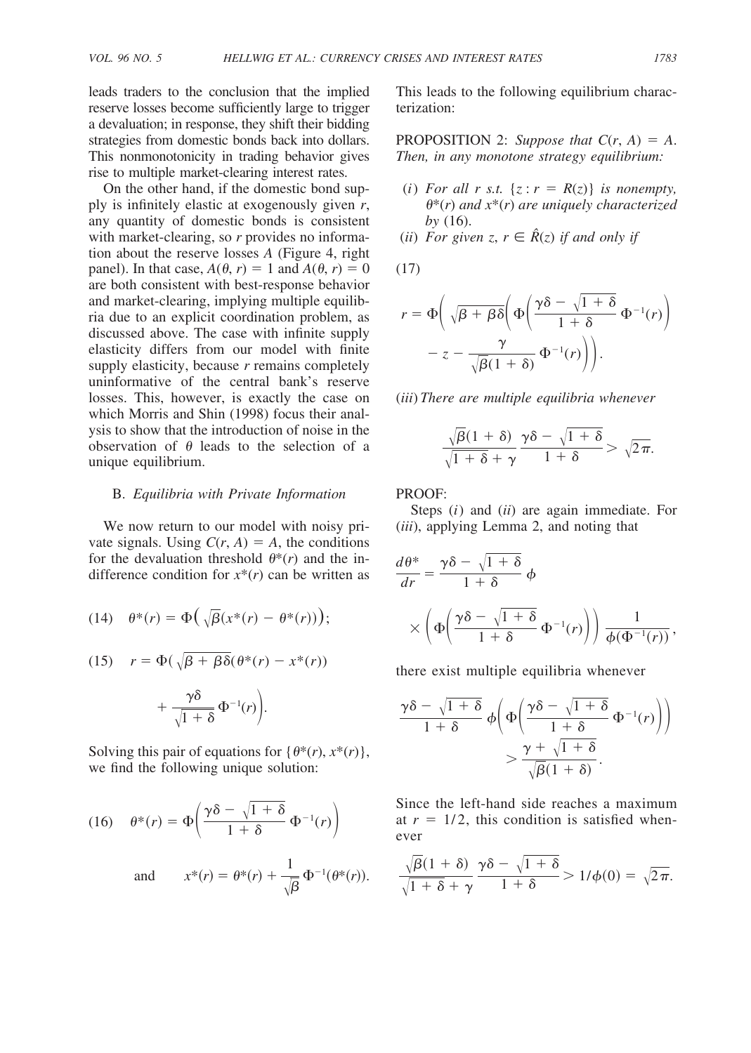leads traders to the conclusion that the implied reserve losses become sufficiently large to trigger a devaluation; in response, they shift their bidding strategies from domestic bonds back into dollars. This nonmonotonicity in trading behavior gives rise to multiple market-clearing interest rates.

On the other hand, if the domestic bond supply is infinitely elastic at exogenously given $r$, any quantity of domestic bonds is consistent with market-clearing, so $r$ provides no information about the reserve losses $A$ (Figure 4, right panel). In that case, $A(\theta, r) = 1$ and $A(\theta, r) = 0$ are both consistent with best-response behavior and market-clearing, implying multiple equilibria due to an explicit coordination problem, as discussed above. The case with infinite supply elasticity differs from our model with finite supply elasticity, because $r$ remains completely uninformative of the central bank's reserve losses. This, however, is exactly the case on which Morris and Shin (1998) focus their analysis to show that the introduction of noise in the observation of $\theta$ leads to the selection of a unique equilibrium.

### B. *Equilibria with Private Information*

We now return to our model with noisy private signals. Using $C(r, A) = A$, the conditions for the devaluation threshold $\theta^*(r)$ and the indifference condition for $x^*(r)$ can be written as

$$(14) \quad \theta^*(r) = \Phi\big(\sqrt{\beta}(x^*(r) - \theta^*(r))\big);$$

$$(15) \quad r = \Phi\Big(\sqrt{\beta + \beta\delta}(\theta^*(r) - x^*(r)) + \frac{\gamma\delta}{\sqrt{1+\delta}}\Phi^{-1}(r)\Big).$$

Solving this pair of equations for $\{\theta^*(r), x^*(r)\}$, we find the following unique solution:

$$(16) \quad \theta^*(r) = \Phi\left(\frac{\gamma\delta - \sqrt{1+\delta}}{1+\delta}\Phi^{-1}(r)\right)$$

$$\text{and} \qquad x^*(r) = \theta^*(r) + \frac{1}{\sqrt{\beta}}\Phi^{-1}(\theta^*(r)).$$

This leads to the following equilibrium characterization:

PROPOSITION 2: *Suppose that $C(r, A) = A$. Then, in any monotone strategy equilibrium:*

(*i*) *For all $r$ s.t. $\{z : r = R(z)\}$ is nonempty, $\theta^*(r)$ and $x^*(r)$ are uniquely characterized by* (16).

(*ii*) *For given $z$, $r \in \hat{R}(z)$ if and only if*

$$(17) \quad r = \Phi\left(\sqrt{\beta + \beta\delta}\left(\Phi\left(\frac{\gamma\delta - \sqrt{1+\delta}}{1+\delta}\Phi^{-1}(r)\right) - z - \frac{\gamma}{\sqrt{\beta}(1+\delta)}\Phi^{-1}(r)\right)\right).$$

(*iii*) *There are multiple equilibria whenever*

$$\frac{\sqrt{\beta}(1+\delta)}{\sqrt{1+\delta} + \gamma}\,\frac{\gamma\delta - \sqrt{1+\delta}}{1+\delta} > \sqrt{2\pi}.$$

PROOF:

Steps (*i*) and (*ii*) are again immediate. For (*iii*), applying Lemma 2, and noting that

$$\frac{d\theta^*}{dr} = \frac{\gamma\delta - \sqrt{1+\delta}}{1+\delta}\,\phi\left(\Phi\left(\frac{\gamma\delta - \sqrt{1+\delta}}{1+\delta}\Phi^{-1}(r)\right)\right)\frac{1}{\phi(\Phi^{-1}(r))},$$

there exist multiple equilibria whenever

$$\frac{\gamma\delta - \sqrt{1+\delta}}{1+\delta}\,\phi\left(\Phi\left(\frac{\gamma\delta - \sqrt{1+\delta}}{1+\delta}\Phi^{-1}(r)\right)\right) > \frac{\gamma + \sqrt{1+\delta}}{\sqrt{\beta}(1+\delta)}.$$

Since the left-hand side reaches a maximum at $r = 1/2$, this condition is satisfied whenever

$$\frac{\sqrt{\beta}(1+\delta)}{\sqrt{1+\delta} + \gamma}\,\frac{\gamma\delta - \sqrt{1+\delta}}{1+\delta} > 1/\phi(0) = \sqrt{2\pi}.$$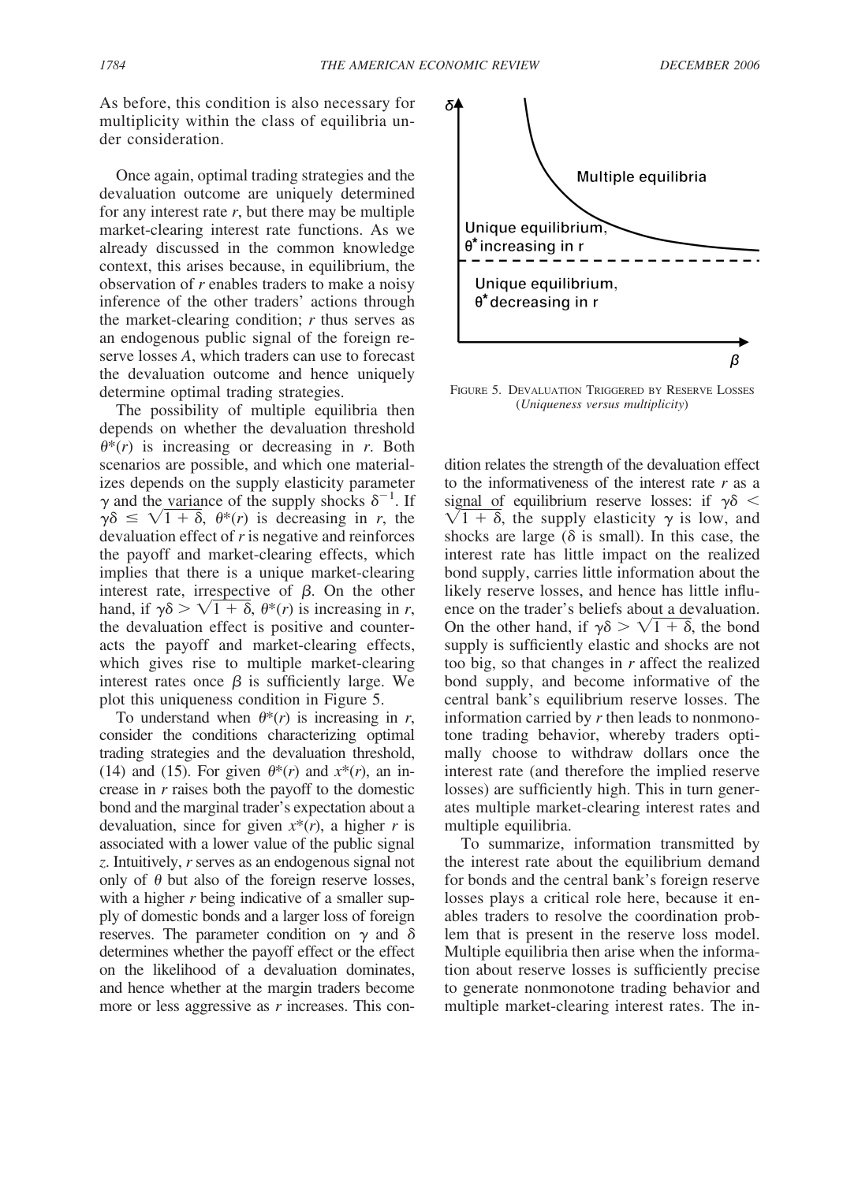As before, this condition is also necessary for multiplicity within the class of equilibria under consideration.

Once again, optimal trading strategies and the devaluation outcome are uniquely determined for any interest rate $r$, but there may be multiple market-clearing interest rate functions. As we already discussed in the common knowledge context, this arises because, in equilibrium, the observation of $r$ enables traders to make a noisy inference of the other traders' actions through the market-clearing condition; $r$ thus serves as an endogenous public signal of the foreign reserve losses $A$, which traders can use to forecast the devaluation outcome and hence uniquely determine optimal trading strategies.

The possibility of multiple equilibria then depends on whether the devaluation threshold $\theta^*(r)$ is increasing or decreasing in $r$. Both scenarios are possible, and which one materializes depends on the supply elasticity parameter $\gamma$ and the variance of the supply shocks $\delta^{-1}$. If $\gamma\delta \leq \sqrt{1+\delta}$, $\theta^*(r)$ is decreasing in $r$, the devaluation effect of $r$ is negative and reinforces the payoff and market-clearing effects, which implies that there is a unique market-clearing interest rate, irrespective of $\beta$. On the other hand, if $\gamma\delta > \sqrt{1+\delta}$, $\theta^*(r)$ is increasing in $r$, the devaluation effect is positive and counteracts the payoff and market-clearing effects, which gives rise to multiple market-clearing interest rates once $\beta$ is sufficiently large. We plot this uniqueness condition in Figure 5.

To understand when $\theta^*(r)$ is increasing in $r$, consider the conditions characterizing optimal trading strategies and the devaluation threshold, (14) and (15). For given $\theta^*(r)$ and $x^*(r)$, an increase in $r$ raises both the payoff to the domestic bond and the marginal trader's expectation about a devaluation, since for given $x^*(r)$, a higher $r$ is associated with a lower value of the public signal $z$. Intuitively, $r$ serves as an endogenous signal not only of $\theta$ but also of the foreign reserve losses, with a higher $r$ being indicative of a smaller supply of domestic bonds and a larger loss of foreign reserves. The parameter condition on $\gamma$ and $\delta$ determines whether the payoff effect or the effect on the likelihood of a devaluation dominates, and hence whether at the margin traders become more or less aggressive as $r$ increases. This condition relates the strength of the devaluation effect to the informativeness of the interest rate $r$ as a signal of equilibrium reserve losses: if $\gamma\delta < \sqrt{1+\delta}$, the supply elasticity $\gamma$ is low, and shocks are large ($\delta$ is small). In this case, the interest rate has little impact on the realized bond supply, carries little information about the likely reserve losses, and hence has little influence on the trader's beliefs about a devaluation. On the other hand, if $\gamma\delta > \sqrt{1+\delta}$, the bond supply is sufficiently elastic and shocks are not too big, so that changes in $r$ affect the realized bond supply, and become informative of the central bank's equilibrium reserve losses. The information carried by $r$ then leads to nonmonotone trading behavior, whereby traders optimally choose to withdraw dollars once the interest rate (and therefore the implied reserve losses) are sufficiently high. This in turn generates multiple market-clearing interest rates and multiple equilibria.

δ

Multiple equilibria

Unique equilibrium, $\theta^*$ increasing in r

Unique equilibrium, $\theta^*$ decreasing in r

β

FIGURE 5. DEVALUATION TRIGGERED BY RESERVE LOSSES (*Uniqueness versus multiplicity*)

To summarize, information transmitted by the interest rate about the equilibrium demand for bonds and the central bank's foreign reserve losses plays a critical role here, because it enables traders to resolve the coordination problem that is present in the reserve loss model. Multiple equilibria then arise when the information about reserve losses is sufficiently precise to generate nonmonotone trading behavior and multiple market-clearing interest rates. The in-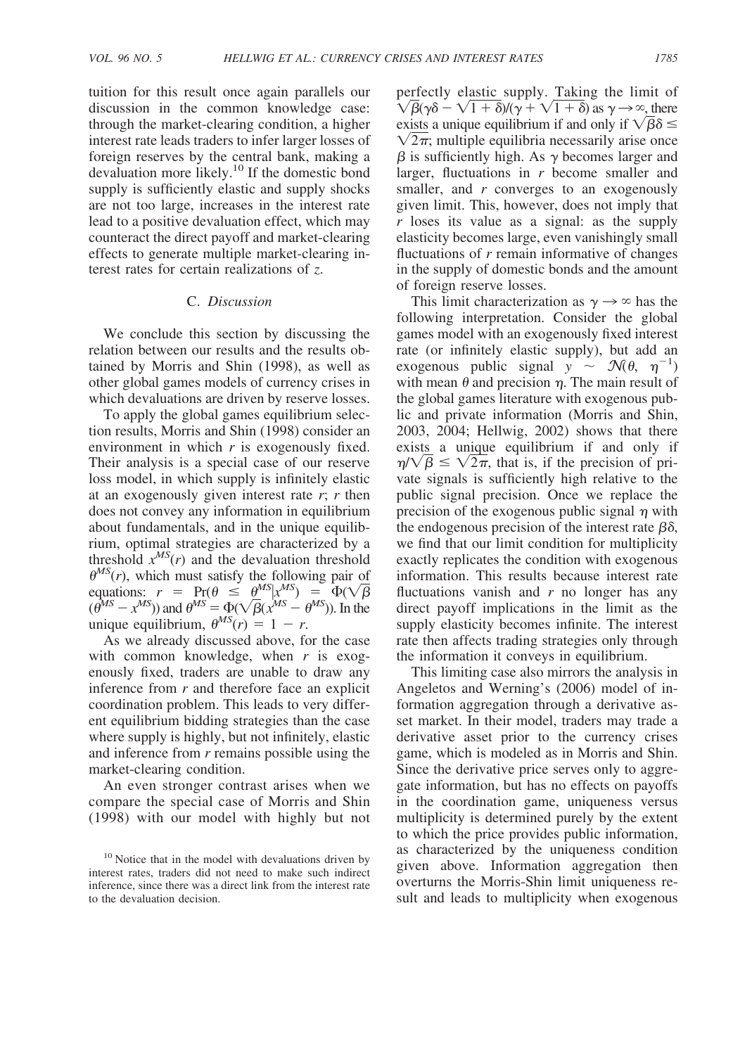tuition for this result once again parallels our discussion in the common knowledge case: through the market-clearing condition, a higher interest rate leads traders to infer larger losses of foreign reserves by the central bank, making a devaluation more likely.[10] If the domestic bond supply is sufficiently elastic and supply shocks are not too large, increases in the interest rate lead to a positive devaluation effect, which may counteract the direct payoff and market-clearing effects to generate multiple market-clearing interest rates for certain realizations of $z$.

### C. *Discussion*

We conclude this section by discussing the relation between our results and the results obtained by Morris and Shin (1998), as well as other global games models of currency crises in which devaluations are driven by reserve losses.

To apply the global games equilibrium selection results, Morris and Shin (1998) consider an environment in which $r$ is exogenously fixed. Their analysis is a special case of our reserve loss model, in which supply is infinitely elastic at an exogenously given interest rate $r$; $r$ then does not convey any information in equilibrium about fundamentals, and in the unique equilibrium, optimal strategies are characterized by a threshold $x^{MS}(r)$ and the devaluation threshold $\theta^{MS}(r)$, which must satisfy the following pair of equations: $r = \Pr(\theta \leq \theta^{MS}|x^{MS}) = \Phi(\sqrt{\beta}(\theta^{MS} - x^{MS}))$ and $\theta^{MS} = \Phi(\sqrt{\beta}(x^{MS} - \theta^{MS}))$. In the unique equilibrium, $\theta^{MS}(r) = 1 - r$.

As we already discussed above, for the case with common knowledge, when $r$ is exogenously fixed, traders are unable to draw any inference from $r$ and therefore face an explicit coordination problem. This leads to very different equilibrium bidding strategies than the case where supply is highly, but not infinitely, elastic and inference from $r$ remains possible using the market-clearing condition.

An even stronger contrast arises when we compare the special case of Morris and Shin (1998) with our model with highly but not perfectly elastic supply. Taking the limit of $\sqrt{\beta}(\gamma\delta - \sqrt{1+\delta})/(\gamma + \sqrt{1+\delta})$ as $\gamma \to \infty$, there exists a unique equilibrium if and only if $\sqrt{\beta}\delta \leq \sqrt{2\pi}$; multiple equilibria necessarily arise once $\beta$ is sufficiently high. As $\gamma$ becomes larger and larger, fluctuations in $r$ become smaller and smaller, and $r$ converges to an exogenously given limit. This, however, does not imply that $r$ loses its value as a signal: as the supply elasticity becomes large, even vanishingly small fluctuations of $r$ remain informative of changes in the supply of domestic bonds and the amount of foreign reserve losses.

This limit characterization as $\gamma \to \infty$ has the following interpretation. Consider the global games model with an exogenously fixed interest rate (or infinitely elastic supply), but add an exogenous public signal $y \sim \mathcal{N}(\theta, \eta^{-1})$ with mean $\theta$ and precision $\eta$. The main result of the global games literature with exogenous public and private information (Morris and Shin, 2003, 2004; Hellwig, 2002) shows that there exists a unique equilibrium if and only if $\eta/\sqrt{\beta} \leq \sqrt{2\pi}$, that is, if the precision of private signals is sufficiently high relative to the public signal precision. Once we replace the precision of the exogenous public signal $\eta$ with the endogenous precision of the interest rate $\beta\delta$, we find that our limit condition for multiplicity exactly replicates the condition with exogenous information. This results because interest rate fluctuations vanish and $r$ no longer has any direct payoff implications in the limit as the supply elasticity becomes infinite. The interest rate then affects trading strategies only through the information it conveys in equilibrium.

This limiting case also mirrors the analysis in Angeletos and Werning's (2006) model of information aggregation through a derivative asset market. In their model, traders may trade a derivative asset prior to the currency crises game, which is modeled as in Morris and Shin. Since the derivative price serves only to aggregate information, but has no effects on payoffs in the coordination game, uniqueness versus multiplicity is determined purely by the extent to which the price provides public information, as characterized by the uniqueness condition given above. Information aggregation then overturns the Morris-Shin limit uniqueness result and leads to multiplicity when exogenous

[10] Notice that in the model with devaluations driven by interest rates, traders did not need to make such indirect inference, since there was a direct link from the interest rate to the devaluation decision.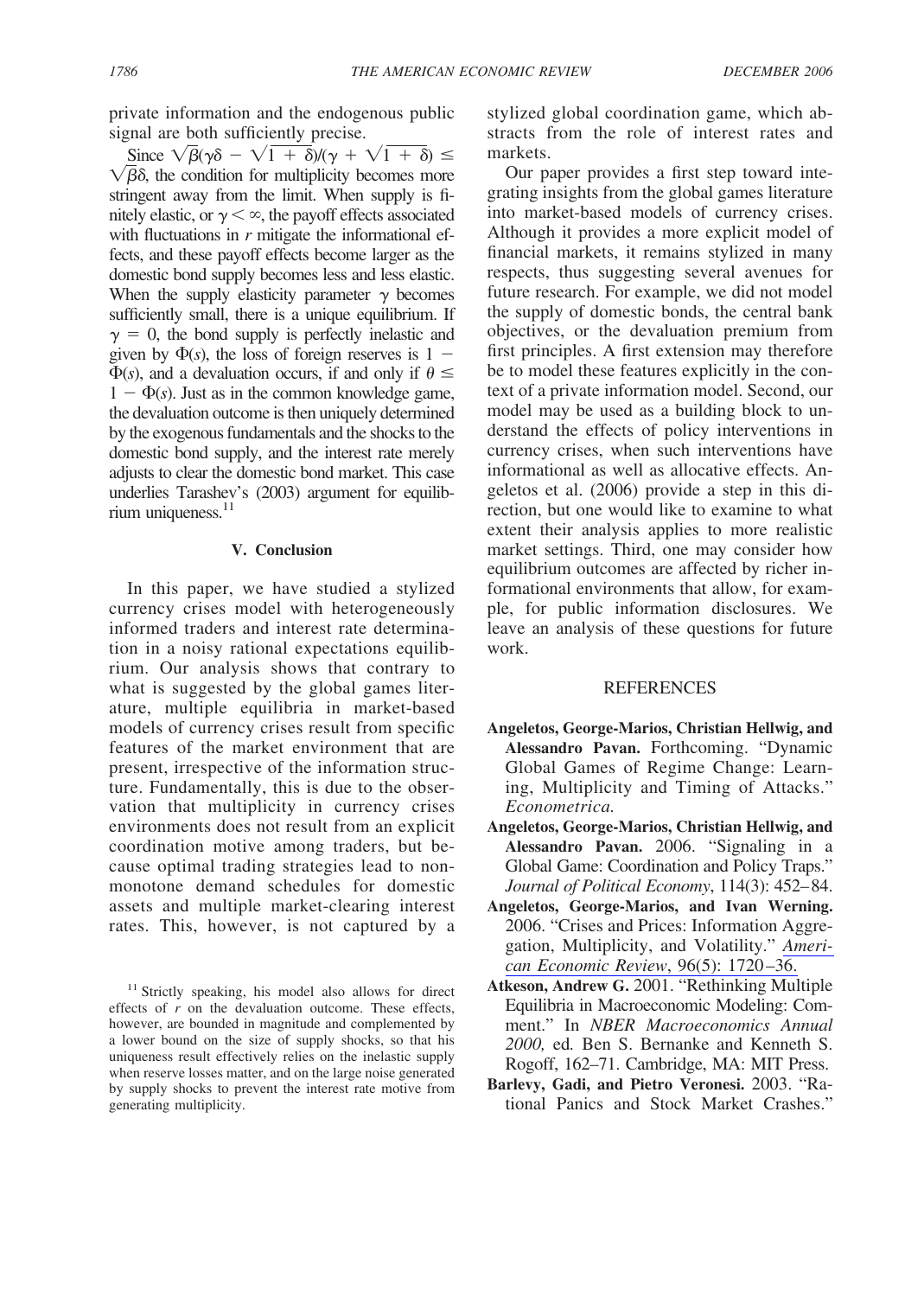private information and the endogenous public signal are both sufficiently precise.

Since $\sqrt{\beta}(\gamma\delta - \sqrt{1+\delta})/(\gamma + \sqrt{1+\delta}) \leq \sqrt{\beta}\delta$, the condition for multiplicity becomes more stringent away from the limit. When supply is finitely elastic, or $\gamma < \infty$, the payoff effects associated with fluctuations in $r$ mitigate the informational effects, and these payoff effects become larger as the domestic bond supply becomes less and less elastic. When the supply elasticity parameter $\gamma$ becomes sufficiently small, there is a unique equilibrium. If $\gamma = 0$, the bond supply is perfectly inelastic and given by $\Phi(s)$, the loss of foreign reserves is $1 - \Phi(s)$, and a devaluation occurs, if and only if $\theta \leq 1 - \Phi(s)$. Just as in the common knowledge game, the devaluation outcome is then uniquely determined by the exogenous fundamentals and the shocks to the domestic bond supply, and the interest rate merely adjusts to clear the domestic bond market. This case underlies Tarashev's (2003) argument for equilibrium uniqueness.[11]

## V. Conclusion

In this paper, we have studied a stylized currency crises model with heterogeneously informed traders and interest rate determination in a noisy rational expectations equilibrium. Our analysis shows that contrary to what is suggested by the global games literature, multiple equilibria in market-based models of currency crises result from specific features of the market environment that are present, irrespective of the information structure. Fundamentally, this is due to the observation that multiplicity in currency crises environments does not result from an explicit coordination motive among traders, but because optimal trading strategies lead to nonmonotone demand schedules for domestic assets and multiple market-clearing interest rates. This, however, is not captured by a stylized global coordination game, which abstracts from the role of interest rates and markets.

Our paper provides a first step toward integrating insights from the global games literature into market-based models of currency crises. Although it provides a more explicit model of financial markets, it remains stylized in many respects, thus suggesting several avenues for future research. For example, we did not model the supply of domestic bonds, the central bank objectives, or the devaluation premium from first principles. A first extension may therefore be to model these features explicitly in the context of a private information model. Second, our model may be used as a building block to understand the effects of policy interventions in currency crises, when such interventions have informational as well as allocative effects. Angeletos et al. (2006) provide a step in this direction, but one would like to examine to what extent their analysis applies to more realistic market settings. Third, one may consider how equilibrium outcomes are affected by richer informational environments that allow, for example, for public information disclosures. We leave an analysis of these questions for future work.

[11] Strictly speaking, his model also allows for direct effects of $r$ on the devaluation outcome. These effects, however, are bounded in magnitude and complemented by a lower bound on the size of supply shocks, so that his uniqueness result effectively relies on the inelastic supply when reserve losses matter, and on the large noise generated by supply shocks to prevent the interest rate motive from generating multiplicity.

## REFERENCES

**Angeletos, George-Marios, Christian Hellwig, and Alessandro Pavan.** Forthcoming. "Dynamic Global Games of Regime Change: Learning, Multiplicity and Timing of Attacks." *Econometrica.*

**Angeletos, George-Marios, Christian Hellwig, and Alessandro Pavan.** 2006. "Signaling in a Global Game: Coordination and Policy Traps." *Journal of Political Economy*, 114(3): 452–84.

**Angeletos, George-Marios, and Ivan Werning.** 2006. "Crises and Prices: Information Aggregation, Multiplicity, and Volatility." *American Economic Review*, 96(5): 1720–36.

**Atkeson, Andrew G.** 2001. "Rethinking Multiple Equilibria in Macroeconomic Modeling: Comment." In *NBER Macroeconomics Annual 2000,* ed. Ben S. Bernanke and Kenneth S. Rogoff, 162–71. Cambridge, MA: MIT Press.

**Barlevy, Gadi, and Pietro Veronesi.** 2003. "Rational Panics and Stock Market Crashes."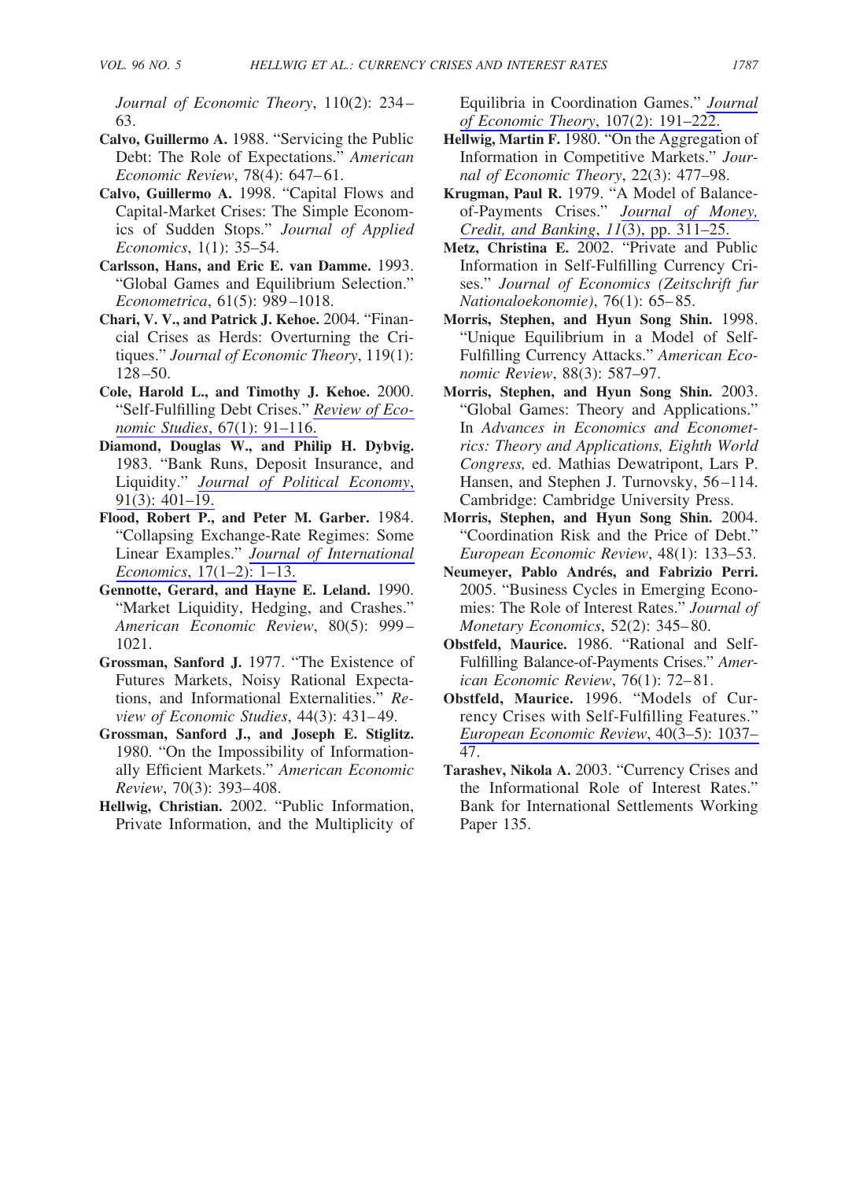*Journal of Economic Theory*, 110(2): 234–63.

**Calvo, Guillermo A.** 1988. "Servicing the Public Debt: The Role of Expectations." *American Economic Review*, 78(4): 647–61.

**Calvo, Guillermo A.** 1998. "Capital Flows and Capital-Market Crises: The Simple Economics of Sudden Stops." *Journal of Applied Economics*, 1(1): 35–54.

**Carlsson, Hans, and Eric E. van Damme.** 1993. "Global Games and Equilibrium Selection." *Econometrica*, 61(5): 989–1018.

**Chari, V. V., and Patrick J. Kehoe.** 2004. "Financial Crises as Herds: Overturning the Critiques." *Journal of Economic Theory*, 119(1): 128–50.

**Cole, Harold L., and Timothy J. Kehoe.** 2000. "Self-Fulfilling Debt Crises." *Review of Economic Studies*, 67(1): 91–116.

**Diamond, Douglas W., and Philip H. Dybvig.** 1983. "Bank Runs, Deposit Insurance, and Liquidity." *Journal of Political Economy*, 91(3): 401–19.

**Flood, Robert P., and Peter M. Garber.** 1984. "Collapsing Exchange-Rate Regimes: Some Linear Examples." *Journal of International Economics*, 17(1–2): 1–13.

**Gennotte, Gerard, and Hayne E. Leland.** 1990. "Market Liquidity, Hedging, and Crashes." *American Economic Review*, 80(5): 999–1021.

**Grossman, Sanford J.** 1977. "The Existence of Futures Markets, Noisy Rational Expectations, and Informational Externalities." *Review of Economic Studies*, 44(3): 431–49.

**Grossman, Sanford J., and Joseph E. Stiglitz.** 1980. "On the Impossibility of Informationally Efficient Markets." *American Economic Review*, 70(3): 393–408.

**Hellwig, Christian.** 2002. "Public Information, Private Information, and the Multiplicity of Equilibria in Coordination Games." *Journal of Economic Theory*, 107(2): 191–222.

**Hellwig, Martin F.** 1980. "On the Aggregation of Information in Competitive Markets." *Journal of Economic Theory*, 22(3): 477–98.

**Krugman, Paul R.** 1979. "A Model of Balance-of-Payments Crises." *Journal of Money, Credit, and Banking*, *11*(3), pp. 311–25.

**Metz, Christina E.** 2002. "Private and Public Information in Self-Fulfilling Currency Crises." *Journal of Economics (Zeitschrift fur Nationaloekonomie)*, 76(1): 65–85.

**Morris, Stephen, and Hyun Song Shin.** 1998. "Unique Equilibrium in a Model of Self-Fulfilling Currency Attacks." *American Economic Review*, 88(3): 587–97.

**Morris, Stephen, and Hyun Song Shin.** 2003. "Global Games: Theory and Applications." In *Advances in Economics and Econometrics: Theory and Applications, Eighth World Congress,* ed. Mathias Dewatripont, Lars P. Hansen, and Stephen J. Turnovsky, 56–114. Cambridge: Cambridge University Press.

**Morris, Stephen, and Hyun Song Shin.** 2004. "Coordination Risk and the Price of Debt." *European Economic Review*, 48(1): 133–53.

**Neumeyer, Pablo Andrés, and Fabrizio Perri.** 2005. "Business Cycles in Emerging Economies: The Role of Interest Rates." *Journal of Monetary Economics*, 52(2): 345–80.

**Obstfeld, Maurice.** 1986. "Rational and Self-Fulfilling Balance-of-Payments Crises." *American Economic Review*, 76(1): 72–81.

**Obstfeld, Maurice.** 1996. "Models of Currency Crises with Self-Fulfilling Features." *European Economic Review*, 40(3–5): 1037–47.

**Tarashev, Nikola A.** 2003. "Currency Crises and the Informational Role of Interest Rates." Bank for International Settlements Working Paper 135.